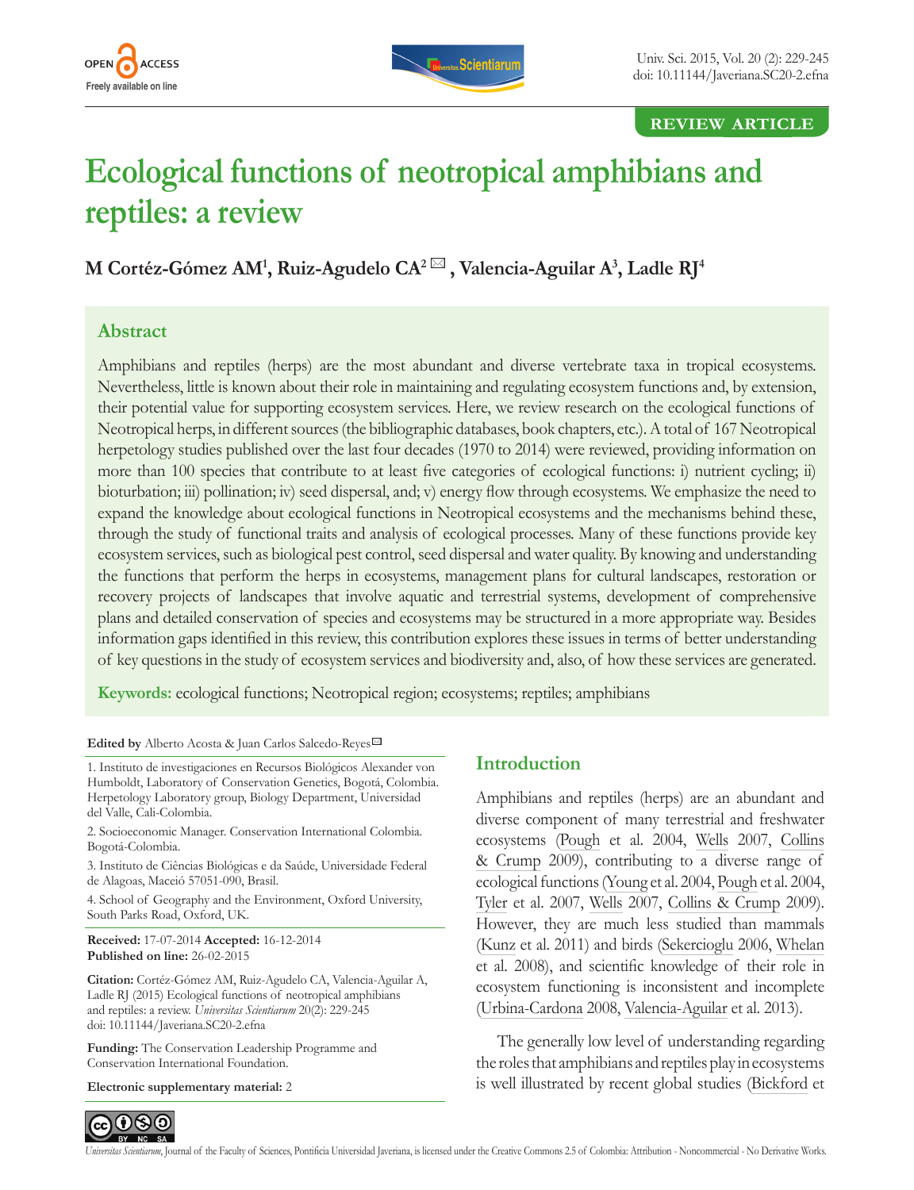REVIEW ARTICLE

# Ecological functions of neotropical amphibians and reptiles: a review

**M Cortéz-Gómez AM[1], Ruiz-Agudelo CA[2], Valencia-Aguilar A[3], Ladle RJ[4]**

## Abstract

Amphibians and reptiles (herps) are the most abundant and diverse vertebrate taxa in tropical ecosystems. Nevertheless, little is known about their role in maintaining and regulating ecosystem functions and, by extension, their potential value for supporting ecosystem services. Here, we review research on the ecological functions of Neotropical herps, in different sources (the bibliographic databases, book chapters, etc.). A total of 167 Neotropical herpetology studies published over the last four decades (1970 to 2014) were reviewed, providing information on more than 100 species that contribute to at least five categories of ecological functions: i) nutrient cycling; ii) bioturbation; iii) pollination; iv) seed dispersal, and; v) energy flow through ecosystems. We emphasize the need to expand the knowledge about ecological functions in Neotropical ecosystems and the mechanisms behind these, through the study of functional traits and analysis of ecological processes. Many of these functions provide key ecosystem services, such as biological pest control, seed dispersal and water quality. By knowing and understanding the functions that perform the herps in ecosystems, management plans for cultural landscapes, restoration or recovery projects of landscapes that involve aquatic and terrestrial systems, development of comprehensive plans and detailed conservation of species and ecosystems may be structured in a more appropriate way. Besides information gaps identified in this review, this contribution explores these issues in terms of better understanding of key questions in the study of ecosystem services and biodiversity and, also, of how these services are generated.

**Keywords:** ecological functions; Neotropical region; ecosystems; reptiles; amphibians

**Edited by** Alberto Acosta & Juan Carlos Salcedo-Reyes

1. Instituto de investigaciones en Recursos Biológicos Alexander von Humboldt, Laboratory of Conservation Genetics, Bogotá, Colombia. Herpetology Laboratory group, Biology Department, Universidad del Valle, Cali-Colombia.

2. Socioeconomic Manager. Conservation International Colombia. Bogotá-Colombia.

3. Instituto de Ciências Biológicas e da Saúde, Universidade Federal de Alagoas, Maceió 57051-090, Brasil.

4. School of Geography and the Environment, Oxford University, South Parks Road, Oxford, UK.

**Received:** 17-07-2014 **Accepted:** 16-12-2014
**Published on line:** 26-02-2015

**Citation:** Cortéz-Gómez AM, Ruiz-Agudelo CA, Valencia-Aguilar A, Ladle RJ (2015) Ecological functions of neotropical amphibians and reptiles: a review. *Universitas Scientiarum* 20(2): 229-245 doi: 10.11144/Javeriana.SC20-2.efna

**Funding:** The Conservation Leadership Programme and Conservation International Foundation.

**Electronic supplementary material:** 2

*Universitas Scientiarum*, Journal of the Faculty of Sciences, Pontificia Universidad Javeriana, is licensed under the Creative Commons 2.5 of Colombia: Attribution - Noncommercial - No Derivative Works.

## Introduction

Amphibians and reptiles (herps) are an abundant and diverse component of many terrestrial and freshwater ecosystems (Pough et al. 2004, Wells 2007, Collins & Crump 2009), contributing to a diverse range of ecological functions (Young et al. 2004, Pough et al. 2004, Tyler et al. 2007, Wells 2007, Collins & Crump 2009). However, they are much less studied than mammals (Kunz et al. 2011) and birds (Sekercioglu 2006, Whelan et al. 2008), and scientific knowledge of their role in ecosystem functioning is inconsistent and incomplete (Urbina-Cardona 2008, Valencia-Aguilar et al. 2013).

The generally low level of understanding regarding the roles that amphibians and reptiles play in ecosystems is well illustrated by recent global studies (Bickford et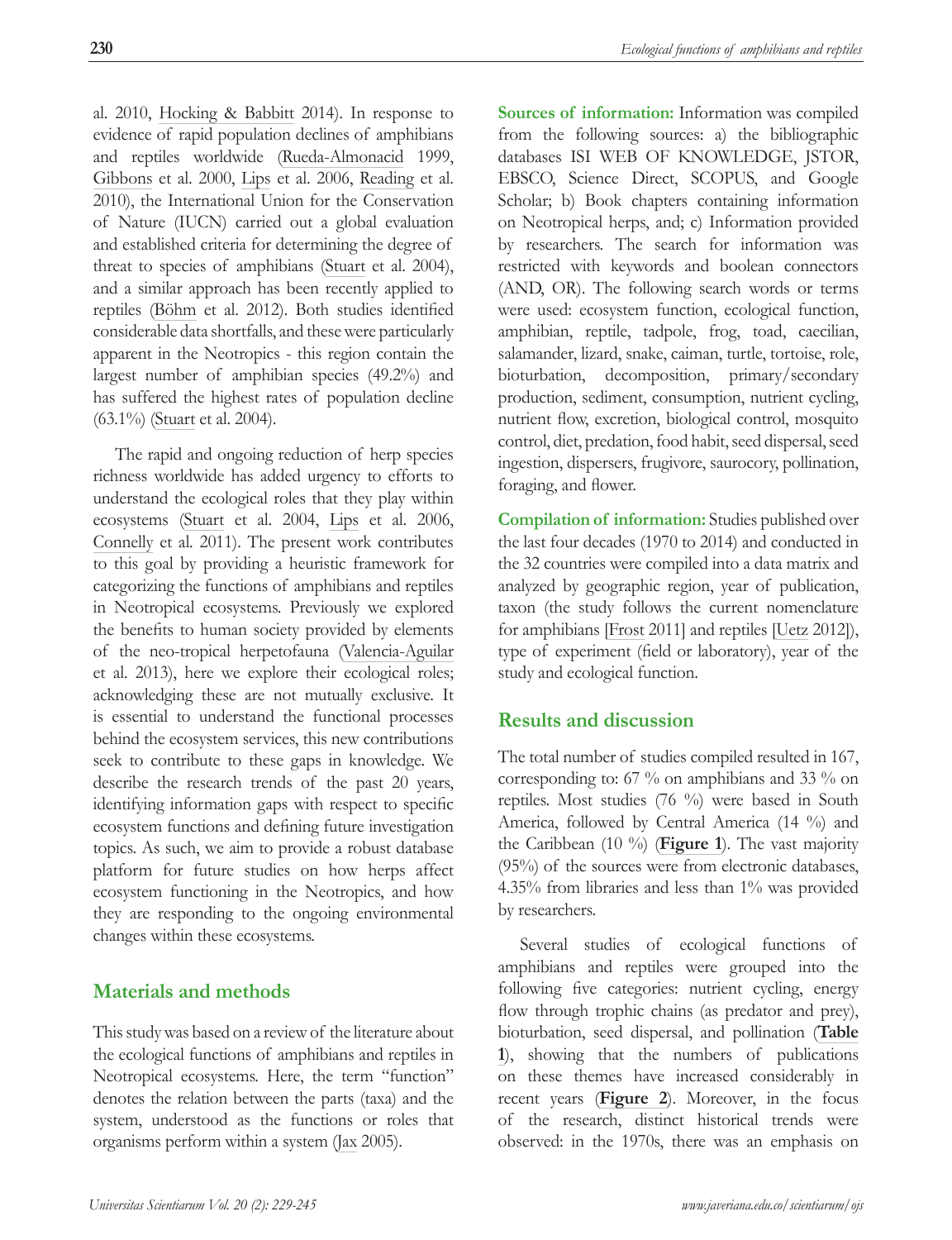al. 2010, Hocking & Babbitt 2014). In response to evidence of rapid population declines of amphibians and reptiles worldwide (Rueda-Almonacid 1999, Gibbons et al. 2000, Lips et al. 2006, Reading et al. 2010), the International Union for the Conservation of Nature (IUCN) carried out a global evaluation and established criteria for determining the degree of threat to species of amphibians (Stuart et al. 2004), and a similar approach has been recently applied to reptiles (Böhm et al. 2012). Both studies identified considerable data shortfalls, and these were particularly apparent in the Neotropics - this region contain the largest number of amphibian species (49.2%) and has suffered the highest rates of population decline (63.1%) (Stuart et al. 2004).

The rapid and ongoing reduction of herp species richness worldwide has added urgency to efforts to understand the ecological roles that they play within ecosystems (Stuart et al. 2004, Lips et al. 2006, Connelly et al. 2011). The present work contributes to this goal by providing a heuristic framework for categorizing the functions of amphibians and reptiles in Neotropical ecosystems. Previously we explored the benefits to human society provided by elements of the neo-tropical herpetofauna (Valencia-Aguilar et al. 2013), here we explore their ecological roles; acknowledging these are not mutually exclusive. It is essential to understand the functional processes behind the ecosystem services, this new contributions seek to contribute to these gaps in knowledge. We describe the research trends of the past 20 years, identifying information gaps with respect to specific ecosystem functions and defining future investigation topics. As such, we aim to provide a robust database platform for future studies on how herps affect ecosystem functioning in the Neotropics, and how they are responding to the ongoing environmental changes within these ecosystems.

## Materials and methods

This study was based on a review of the literature about the ecological functions of amphibians and reptiles in Neotropical ecosystems. Here, the term "function" denotes the relation between the parts (taxa) and the system, understood as the functions or roles that organisms perform within a system (Jax 2005).

**Sources of information:** Information was compiled from the following sources: a) the bibliographic databases ISI WEB OF KNOWLEDGE, JSTOR, EBSCO, Science Direct, SCOPUS, and Google Scholar; b) Book chapters containing information on Neotropical herps, and; c) Information provided by researchers. The search for information was restricted with keywords and boolean connectors (AND, OR). The following search words or terms were used: ecosystem function, ecological function, amphibian, reptile, tadpole, frog, toad, caecilian, salamander, lizard, snake, caiman, turtle, tortoise, role, bioturbation, decomposition, primary/secondary production, sediment, consumption, nutrient cycling, nutrient flow, excretion, biological control, mosquito control, diet, predation, food habit, seed dispersal, seed ingestion, dispersers, frugivore, saurocory, pollination, foraging, and flower.

**Compilation of information:** Studies published over the last four decades (1970 to 2014) and conducted in the 32 countries were compiled into a data matrix and analyzed by geographic region, year of publication, taxon (the study follows the current nomenclature for amphibians [Frost 2011] and reptiles [Uetz 2012]), type of experiment (field or laboratory), year of the study and ecological function.

## Results and discussion

The total number of studies compiled resulted in 167, corresponding to: 67 % on amphibians and 33 % on reptiles. Most studies (76 %) were based in South America, followed by Central America (14 %) and the Caribbean (10 %) (**Figure 1**). The vast majority (95%) of the sources were from electronic databases, 4.35% from libraries and less than 1% was provided by researchers.

Several studies of ecological functions of amphibians and reptiles were grouped into the following five categories: nutrient cycling, energy flow through trophic chains (as predator and prey), bioturbation, seed dispersal, and pollination (**Table 1**), showing that the numbers of publications on these themes have increased considerably in recent years (**Figure 2**). Moreover, in the focus of the research, distinct historical trends were observed: in the 1970s, there was an emphasis on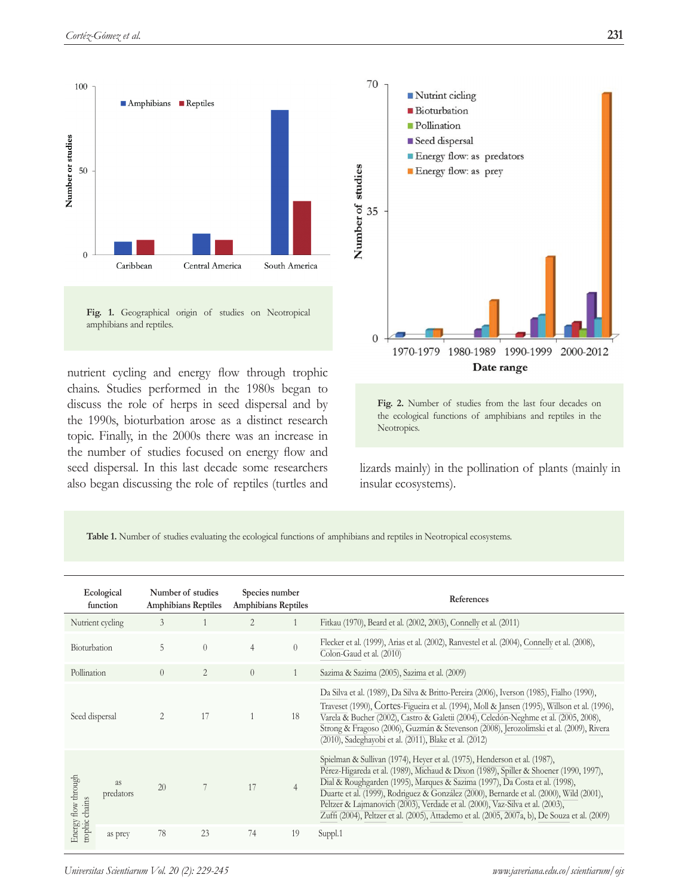Fig. 1. Geographical origin of studies on Neotropical amphibians and reptiles.

Fig. 2. Number of studies from the last four decades on the ecological functions of amphibians and reptiles in the Neotropics.

nutrient cycling and energy flow through trophic chains. Studies performed in the 1980s began to discuss the role of herps in seed dispersal and by the 1990s, bioturbation arose as a distinct research topic. Finally, in the 2000s there was an increase in the number of studies focused on energy flow and seed dispersal. In this last decade some researchers also began discussing the role of reptiles (turtles and lizards mainly) in the pollination of plants (mainly in insular ecosystems).

**Table 1.** Number of studies evaluating the ecological functions of amphibians and reptiles in Neotropical ecosystems.

| Ecological function | | Number of studies Amphibians | Number of studies Reptiles | Species number Amphibians | Species number Reptiles | References |
|---|---|---|---|---|---|---|
| Nutrient cycling | | 3 | 1 | 2 | 1 | Fitkau (1970), Beard et al. (2002, 2003), Connelly et al. (2011) |
| Bioturbation | | 5 | 0 | 4 | 0 | Flecker et al. (1999), Arias et al. (2002), Ranvestel et al. (2004), Connelly et al. (2008), Colon-Gaud et al. (2010) |
| Pollination | | 0 | 2 | 0 | 1 | Sazima & Sazima (2005), Sazima et al. (2009) |
| Seed dispersal | | 2 | 17 | 1 | 18 | Da Silva et al. (1989), Da Silva & Britto-Pereira (2006), Iverson (1985), Fialho (1990), Traveset (1990), Cortes-Figueira et al. (1994), Moll & Jansen (1995), Willson et al. (1996), Varela & Bucher (2002), Castro & Galetii (2004), Celedón-Neghme et al. (2005, 2008), Strong & Fragoso (2006), Guzmán & Stevenson (2008), Jerozolimski et al. (2009), Rivera (2010), Sadeghayobi et al. (2011), Blake et al. (2012) |
| Energy flow through trophic chains | as predators | 20 | 7 | 17 | 4 | Spielman & Sullivan (1974), Heyer et al. (1975), Henderson et al. (1987), Pérez-Higareda et al. (1989), Michaud & Dixon (1989), Spiller & Shoener (1990, 1997), Dial & Roughgarden (1995), Marques & Sazima (1997), Da Costa et al. (1998), Duarte et al. (1999), Rodriguez & González (2000), Bernarde et al. (2000), Wild (2001), Peltzer & Lajmanovich (2003), Verdade et al. (2000), Vaz-Silva et al. (2003), Zuffi (2004), Peltzer et al. (2005), Attademo et al. (2005, 2007a, b), De Souza et al. (2009) |
| | as prey | 78 | 23 | 74 | 19 | Suppl.1 |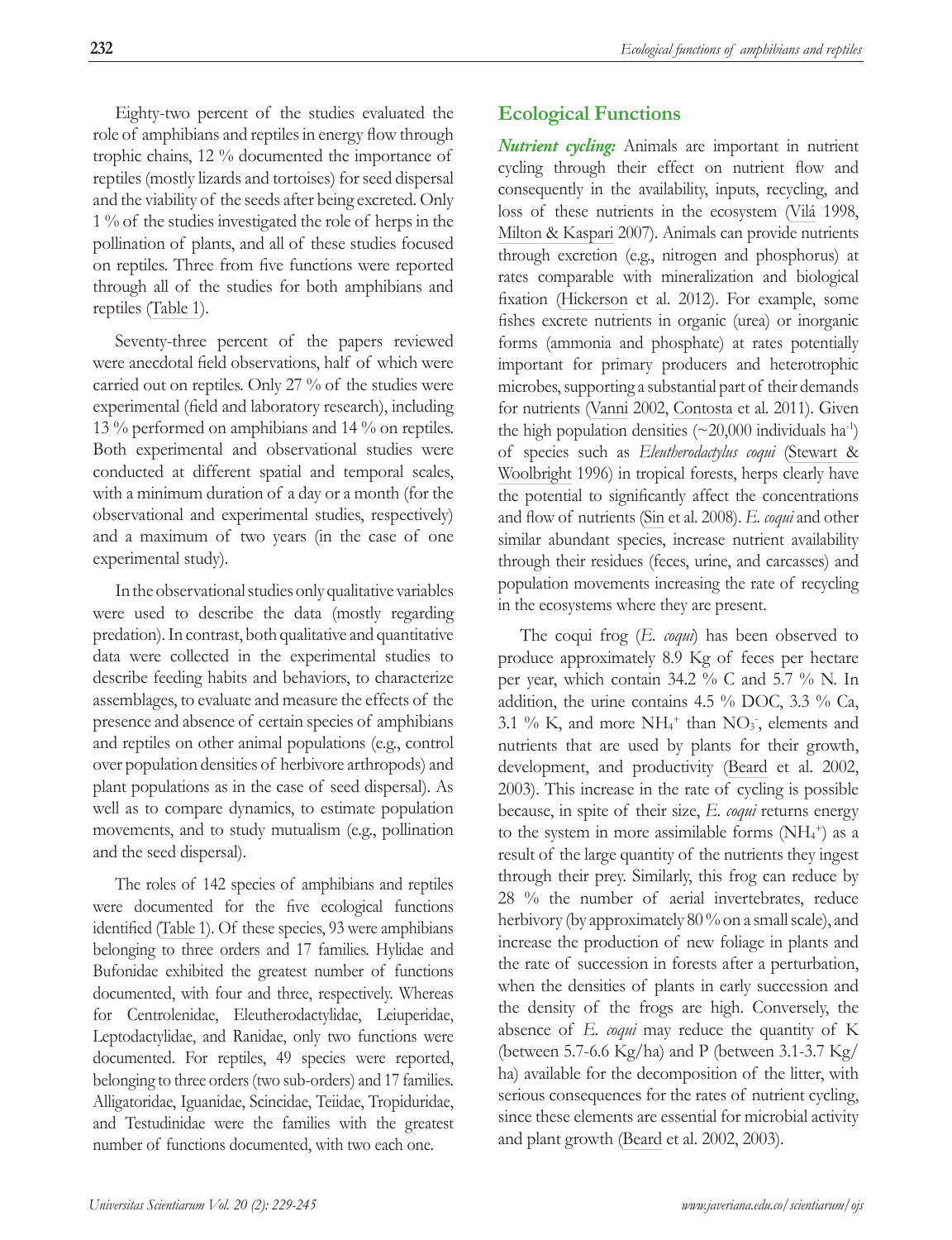Eighty-two percent of the studies evaluated the role of amphibians and reptiles in energy flow through trophic chains, 12 % documented the importance of reptiles (mostly lizards and tortoises) for seed dispersal and the viability of the seeds after being excreted. Only 1 % of the studies investigated the role of herps in the pollination of plants, and all of these studies focused on reptiles. Three from five functions were reported through all of the studies for both amphibians and reptiles (Table 1).

Seventy-three percent of the papers reviewed were anecdotal field observations, half of which were carried out on reptiles. Only 27 % of the studies were experimental (field and laboratory research), including 13 % performed on amphibians and 14 % on reptiles. Both experimental and observational studies were conducted at different spatial and temporal scales, with a minimum duration of a day or a month (for the observational and experimental studies, respectively) and a maximum of two years (in the case of one experimental study).

In the observational studies only qualitative variables were used to describe the data (mostly regarding predation). In contrast, both qualitative and quantitative data were collected in the experimental studies to describe feeding habits and behaviors, to characterize assemblages, to evaluate and measure the effects of the presence and absence of certain species of amphibians and reptiles on other animal populations (e.g., control over population densities of herbivore arthropods) and plant populations as in the case of seed dispersal). As well as to compare dynamics, to estimate population movements, and to study mutualism (e.g., pollination and the seed dispersal).

The roles of 142 species of amphibians and reptiles were documented for the five ecological functions identified (Table 1). Of these species, 93 were amphibians belonging to three orders and 17 families. Hylidae and Bufonidae exhibited the greatest number of functions documented, with four and three, respectively. Whereas for Centrolenidae, Eleutherodactylidae, Leiuperidae, Leptodactylidae, and Ranidae, only two functions were documented. For reptiles, 49 species were reported, belonging to three orders (two sub-orders) and 17 families. Alligatoridae, Iguanidae, Scincidae, Teiidae, Tropiduridae, and Testudinidae were the families with the greatest number of functions documented, with two each one.

## Ecological Functions

***Nutrient cycling:*** Animals are important in nutrient cycling through their effect on nutrient flow and consequently in the availability, inputs, recycling, and loss of these nutrients in the ecosystem (Vilá 1998, Milton & Kaspari 2007). Animals can provide nutrients through excretion (e.g., nitrogen and phosphorus) at rates comparable with mineralization and biological fixation (Hickerson et al. 2012). For example, some fishes excrete nutrients in organic (urea) or inorganic forms (ammonia and phosphate) at rates potentially important for primary producers and heterotrophic microbes, supporting a substantial part of their demands for nutrients (Vanni 2002, Contosta et al. 2011). Given the high population densities (~20,000 individuals $ha^{-1}$) of species such as *Eleutherodactylus coqui* (Stewart & Woolbright 1996) in tropical forests, herps clearly have the potential to significantly affect the concentrations and flow of nutrients (Sin et al. 2008). *E. coqui* and other similar abundant species, increase nutrient availability through their residues (feces, urine, and carcasses) and population movements increasing the rate of recycling in the ecosystems where they are present.

The coqui frog (*E. coqui*) has been observed to produce approximately 8.9 Kg of feces per hectare per year, which contain 34.2 % C and 5.7 % N. In addition, the urine contains 4.5 % DOC, 3.3 % Ca, 3.1 % K, and more $NH_4^+$ than $NO_3^-$, elements and nutrients that are used by plants for their growth, development, and productivity (Beard et al. 2002, 2003). This increase in the rate of cycling is possible because, in spite of their size, *E. coqui* returns energy to the system in more assimilable forms ($NH_4^+$) as a result of the large quantity of the nutrients they ingest through their prey. Similarly, this frog can reduce by 28 % the number of aerial invertebrates, reduce herbivory (by approximately 80 % on a small scale), and increase the production of new foliage in plants and the rate of succession in forests after a perturbation, when the densities of plants in early succession and the density of the frogs are high. Conversely, the absence of *E. coqui* may reduce the quantity of K (between 5.7-6.6 Kg/ha) and P (between 3.1-3.7 Kg/ha) available for the decomposition of the litter, with serious consequences for the rates of nutrient cycling, since these elements are essential for microbial activity and plant growth (Beard et al. 2002, 2003).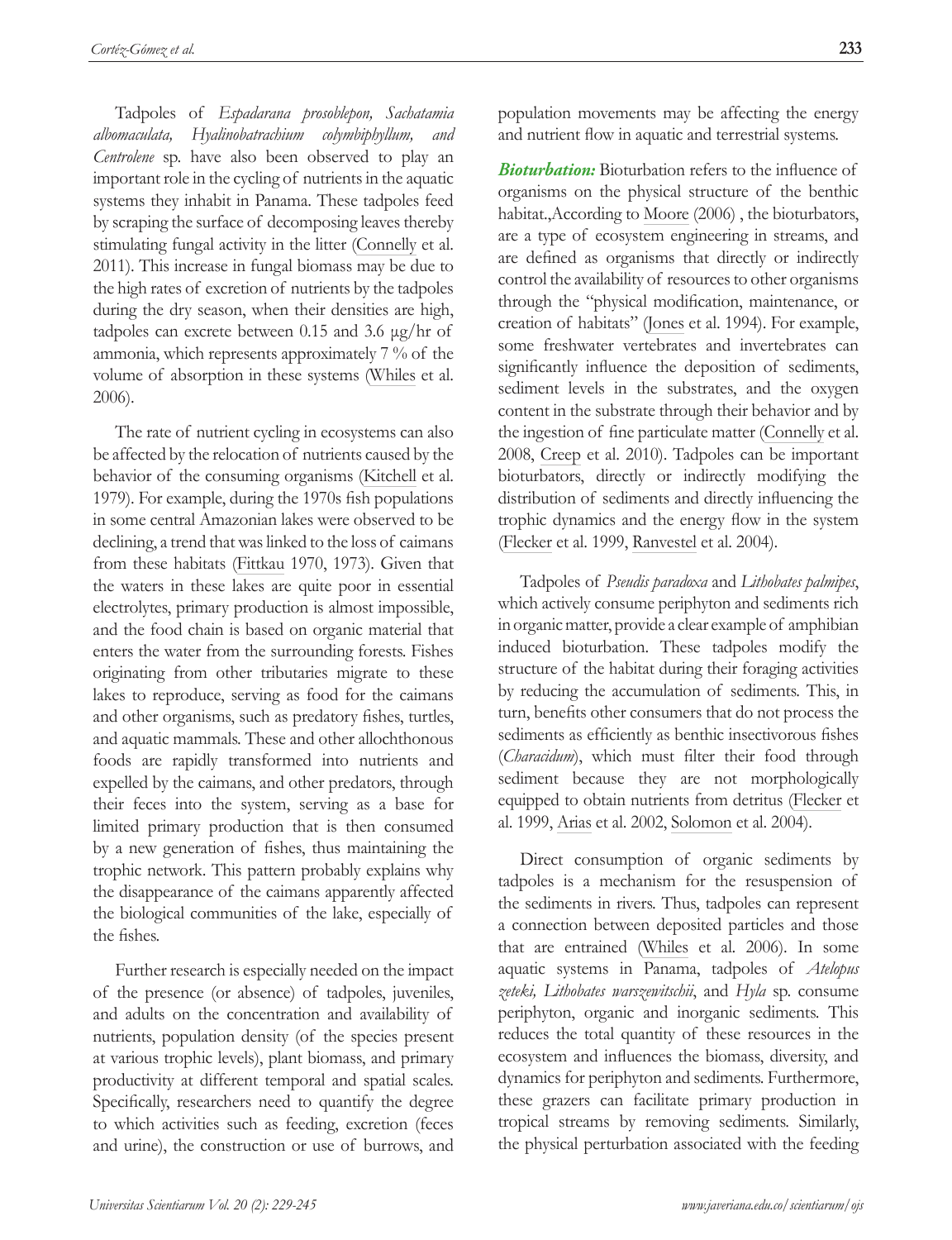Tadpoles of *Espadarana prosoblepon, Sachatamia albomaculata, Hyalinobatrachium colymbiphyllum, and Centrolene* sp. have also been observed to play an important role in the cycling of nutrients in the aquatic systems they inhabit in Panama. These tadpoles feed by scraping the surface of decomposing leaves thereby stimulating fungal activity in the litter (Connelly et al. 2011). This increase in fungal biomass may be due to the high rates of excretion of nutrients by the tadpoles during the dry season, when their densities are high, tadpoles can excrete between 0.15 and 3.6 μg/hr of ammonia, which represents approximately 7 % of the volume of absorption in these systems (Whiles et al. 2006).

The rate of nutrient cycling in ecosystems can also be affected by the relocation of nutrients caused by the behavior of the consuming organisms (Kitchell et al. 1979). For example, during the 1970s fish populations in some central Amazonian lakes were observed to be declining, a trend that was linked to the loss of caimans from these habitats (Fittkau 1970, 1973). Given that the waters in these lakes are quite poor in essential electrolytes, primary production is almost impossible, and the food chain is based on organic material that enters the water from the surrounding forests. Fishes originating from other tributaries migrate to these lakes to reproduce, serving as food for the caimans and other organisms, such as predatory fishes, turtles, and aquatic mammals. These and other allochthonous foods are rapidly transformed into nutrients and expelled by the caimans, and other predators, through their feces into the system, serving as a base for limited primary production that is then consumed by a new generation of fishes, thus maintaining the trophic network. This pattern probably explains why the disappearance of the caimans apparently affected the biological communities of the lake, especially of the fishes.

Further research is especially needed on the impact of the presence (or absence) of tadpoles, juveniles, and adults on the concentration and availability of nutrients, population density (of the species present at various trophic levels), plant biomass, and primary productivity at different temporal and spatial scales. Specifically, researchers need to quantify the degree to which activities such as feeding, excretion (feces and urine), the construction or use of burrows, and population movements may be affecting the energy and nutrient flow in aquatic and terrestrial systems.

***Bioturbation:*** Bioturbation refers to the influence of organisms on the physical structure of the benthic habitat.,According to Moore (2006) , the bioturbators, are a type of ecosystem engineering in streams, and are defined as organisms that directly or indirectly control the availability of resources to other organisms through the "physical modification, maintenance, or creation of habitats" (Jones et al. 1994). For example, some freshwater vertebrates and invertebrates can significantly influence the deposition of sediments, sediment levels in the substrates, and the oxygen content in the substrate through their behavior and by the ingestion of fine particulate matter (Connelly et al. 2008, Creep et al. 2010). Tadpoles can be important bioturbators, directly or indirectly modifying the distribution of sediments and directly influencing the trophic dynamics and the energy flow in the system (Flecker et al. 1999, Ranvestel et al. 2004).

Tadpoles of *Pseudis paradoxa* and *Lithobates palmipes*, which actively consume periphyton and sediments rich in organic matter, provide a clear example of amphibian induced bioturbation. These tadpoles modify the structure of the habitat during their foraging activities by reducing the accumulation of sediments. This, in turn, benefits other consumers that do not process the sediments as efficiently as benthic insectivorous fishes (*Characidum*), which must filter their food through sediment because they are not morphologically equipped to obtain nutrients from detritus (Flecker et al. 1999, Arias et al. 2002, Solomon et al. 2004).

Direct consumption of organic sediments by tadpoles is a mechanism for the resuspension of the sediments in rivers. Thus, tadpoles can represent a connection between deposited particles and those that are entrained (Whiles et al. 2006). In some aquatic systems in Panama, tadpoles of *Atelopus zeteki, Lithobates warszewitschii*, and *Hyla* sp. consume periphyton, organic and inorganic sediments. This reduces the total quantity of these resources in the ecosystem and influences the biomass, diversity, and dynamics for periphyton and sediments. Furthermore, these grazers can facilitate primary production in tropical streams by removing sediments. Similarly, the physical perturbation associated with the feeding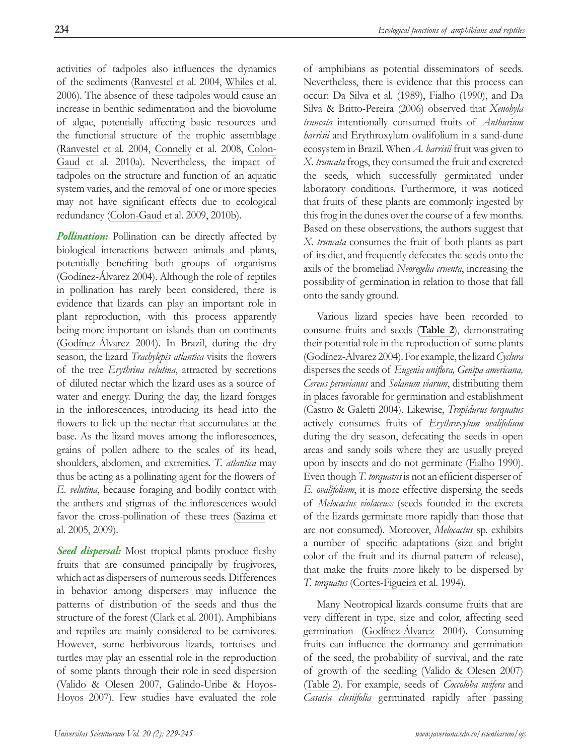activities of tadpoles also influences the dynamics of the sediments (Ranvestel et al. 2004, Whiles et al. 2006). The absence of these tadpoles would cause an increase in benthic sedimentation and the biovolume of algae, potentially affecting basic resources and the functional structure of the trophic assemblage (Ranvestel et al. 2004, Connelly et al. 2008, Colon-Gaud et al. 2010a). Nevertheless, the impact of tadpoles on the structure and function of an aquatic system varies, and the removal of one or more species may not have significant effects due to ecological redundancy (Colon-Gaud et al. 2009, 2010b).

***Pollination:*** Pollination can be directly affected by biological interactions between animals and plants, potentially benefiting both groups of organisms (Godínez-Álvarez 2004). Although the role of reptiles in pollination has rarely been considered, there is evidence that lizards can play an important role in plant reproduction, with this process apparently being more important on islands than on continents (Godínez-Álvarez 2004). In Brazil, during the dry season, the lizard *Trachylepis atlantica* visits the flowers of the tree *Erythrina velutina*, attracted by secretions of diluted nectar which the lizard uses as a source of water and energy. During the day, the lizard forages in the inflorescences, introducing its head into the flowers to lick up the nectar that accumulates at the base. As the lizard moves among the inflorescences, grains of pollen adhere to the scales of its head, shoulders, abdomen, and extremities. *T. atlantica* may thus be acting as a pollinating agent for the flowers of *E. velutina*, because foraging and bodily contact with the anthers and stigmas of the inflorescences would favor the cross-pollination of these trees (Sazima et al. 2005, 2009).

***Seed dispersal:*** Most tropical plants produce fleshy fruits that are consumed principally by frugivores, which act as dispersers of numerous seeds. Differences in behavior among dispersers may influence the patterns of distribution of the seeds and thus the structure of the forest (Clark et al. 2001). Amphibians and reptiles are mainly considered to be carnivores. However, some herbivorous lizards, tortoises and turtles may play an essential role in the reproduction of some plants through their role in seed dispersion (Valido & Olesen 2007, Galindo-Uribe & Hoyos-Hoyos 2007). Few studies have evaluated the role of amphibians as potential disseminators of seeds. Nevertheless, there is evidence that this process can occur: Da Silva et al. (1989), Fialho (1990), and Da Silva & Britto-Pereira (2006) observed that *Xenohyla truncata* intentionally consumed fruits of *Anthurium harrisii* and Erythroxylum ovalifolium in a sand-dune ecosystem in Brazil. When *A. harrisii* fruit was given to *X. truncata* frogs, they consumed the fruit and excreted the seeds, which successfully germinated under laboratory conditions. Furthermore, it was noticed that fruits of these plants are commonly ingested by this frog in the dunes over the course of a few months. Based on these observations, the authors suggest that *X. truncata* consumes the fruit of both plants as part of its diet, and frequently defecates the seeds onto the axils of the bromeliad *Neoregelia cruenta*, increasing the possibility of germination in relation to those that fall onto the sandy ground.

Various lizard species have been recorded to consume fruits and seeds (**Table 2**), demonstrating their potential role in the reproduction of some plants (Godínez-Álvarez 2004). For example, the lizard *Cyclura* disperses the seeds of *Eugenia uniflora, Genipa americana, Cereus peruvianus* and *Solanum viarum*, distributing them in places favorable for germination and establishment (Castro & Galetti 2004). Likewise, *Tropidurus torquatus* actively consumes fruits of *Erythroxylum ovalifolium* during the dry season, defecating the seeds in open areas and sandy soils where they are usually preyed upon by insects and do not germinate (Fialho 1990). Even though *T. torquatus* is not an efficient disperser of *E. ovalifolium*, it is more effective dispersing the seeds of *Melocactus violaceuss* (seeds founded in the excreta of the lizards germinate more rapidly than those that are not consumed). Moreover, *Melocactus* sp. exhibits a number of specific adaptations (size and bright color of the fruit and its diurnal pattern of release), that make the fruits more likely to be dispersed by *T. torquatus* (Cortes-Figueira et al. 1994).

Many Neotropical lizards consume fruits that are very different in type, size and color, affecting seed germination (Godínez-Álvarez 2004). Consuming fruits can influence the dormancy and germination of the seed, the probability of survival, and the rate of growth of the seedling (Valido & Olesen 2007) (Table 2). For example, seeds of *Coccoloba uvifera* and *Casasia clusiifolia* germinated rapidly after passing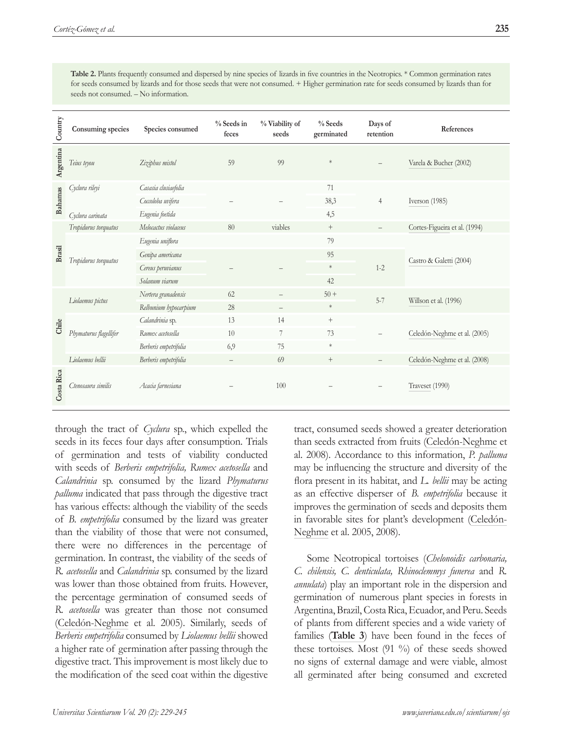**Table 2.** Plants frequently consumed and dispersed by nine species of lizards in five countries in the Neotropics. * Common germination rates for seeds consumed by lizards and for those seeds that were not consumed. + Higher germination rate for seeds consumed by lizards than for seeds not consumed. – No information.

| Country | Consuming species | Species consumed | % Seeds in feces | % Viability of seeds | % Seeds germinated | Days of retention | References |
|---|---|---|---|---|---|---|---|
| Argentina | *Teius teyou* | *Ziziphus mistol* | 59 | 99 | * | – | Varela & Bucher (2002) |
| Bahamas | *Cyclura rileyi* | *Casasia clusiaefolia* | – | – | 71 | 4 | Iverson (1985) |
| | | *Coccoloba uvifera* | | | 38,3 | | |
| | *Cyclura carinata* | *Eugenia foetida* | | | 4,5 | | |
| Brasil | *Tropidurus torquatus* | *Melocactus violaceus* | 80 | viables | + | – | Cortes-Figueira et al. (1994) |
| | *Tropidurus torquatus* | *Eugenia uniflora* | – | – | 79 | 1-2 | Castro & Galetti (2004) |
| | | *Genipa americana* | | | 95 | | |
| | | *Cereus peruvianus* | | | * | | |
| | | *Solanum viarum* | | | 42 | | |
| Chile | *Liolaemus pictus* | *Nertera granadensis* | 62 | – | 50 + | 5-7 | Willson et al. (1996) |
| | | *Relbunium hypocarpium* | 28 | – | * | | |
| | *Phymaturus flagellifer* | *Calandrinia* sp. | 13 | 14 | + | – | Celedón-Neghme et al. (2005) |
| | | *Rumex acetosella* | 10 | 7 | 73 | | |
| | | *Berberis empetrifolia* | 6,9 | 75 | * | | |
| | *Liolaemus bellii* | *Berberis empetrifolia* | – | 69 | + | – | Celedón-Neghme et al. (2008) |
| Costa Rica | *Ctenosaura similis* | *Acacia farnesiana* | – | 100 | – | – | Traveset (1990) |

through the tract of *Cyclura* sp., which expelled the seeds in its feces four days after consumption. Trials of germination and tests of viability conducted with seeds of *Berberis empetrifolia, Rumex acetosella* and *Calandrinia* sp. consumed by the lizard *Phymaturus palluma* indicated that pass through the digestive tract has various effects: although the viability of the seeds of *B. empetrifolia* consumed by the lizard was greater than the viability of those that were not consumed, there were no differences in the percentage of germination. In contrast, the viability of the seeds of *R. acetosella* and *Calandrinia* sp. consumed by the lizard was lower than those obtained from fruits. However, the percentage germination of consumed seeds of *R. acetosella* was greater than those not consumed (Celedón-Neghme et al. 2005). Similarly, seeds of *Berberis empetrifolia* consumed by *Liolaemus bellii* showed a higher rate of germination after passing through the digestive tract. This improvement is most likely due to the modification of the seed coat within the digestive tract, consumed seeds showed a greater deterioration than seeds extracted from fruits (Celedón-Neghme et al. 2008). Accordance to this information, *P. palluma* may be influencing the structure and diversity of the flora present in its habitat, and *L. bellii* may be acting as an effective disperser of *B. empetrifolia* because it improves the germination of seeds and deposits them in favorable sites for plant's development (Celedón-Neghme et al. 2005, 2008).

Some Neotropical tortoises (*Chelonoidis carbonaria, C. chilensis, C. denticulata, Rhinoclemmys funerea* and *R. annulata*) play an important role in the dispersion and germination of numerous plant species in forests in Argentina, Brazil, Costa Rica, Ecuador, and Peru. Seeds of plants from different species and a wide variety of families (**Table 3**) have been found in the feces of these tortoises. Most (91 %) of these seeds showed no signs of external damage and were viable, almost all germinated after being consumed and excreted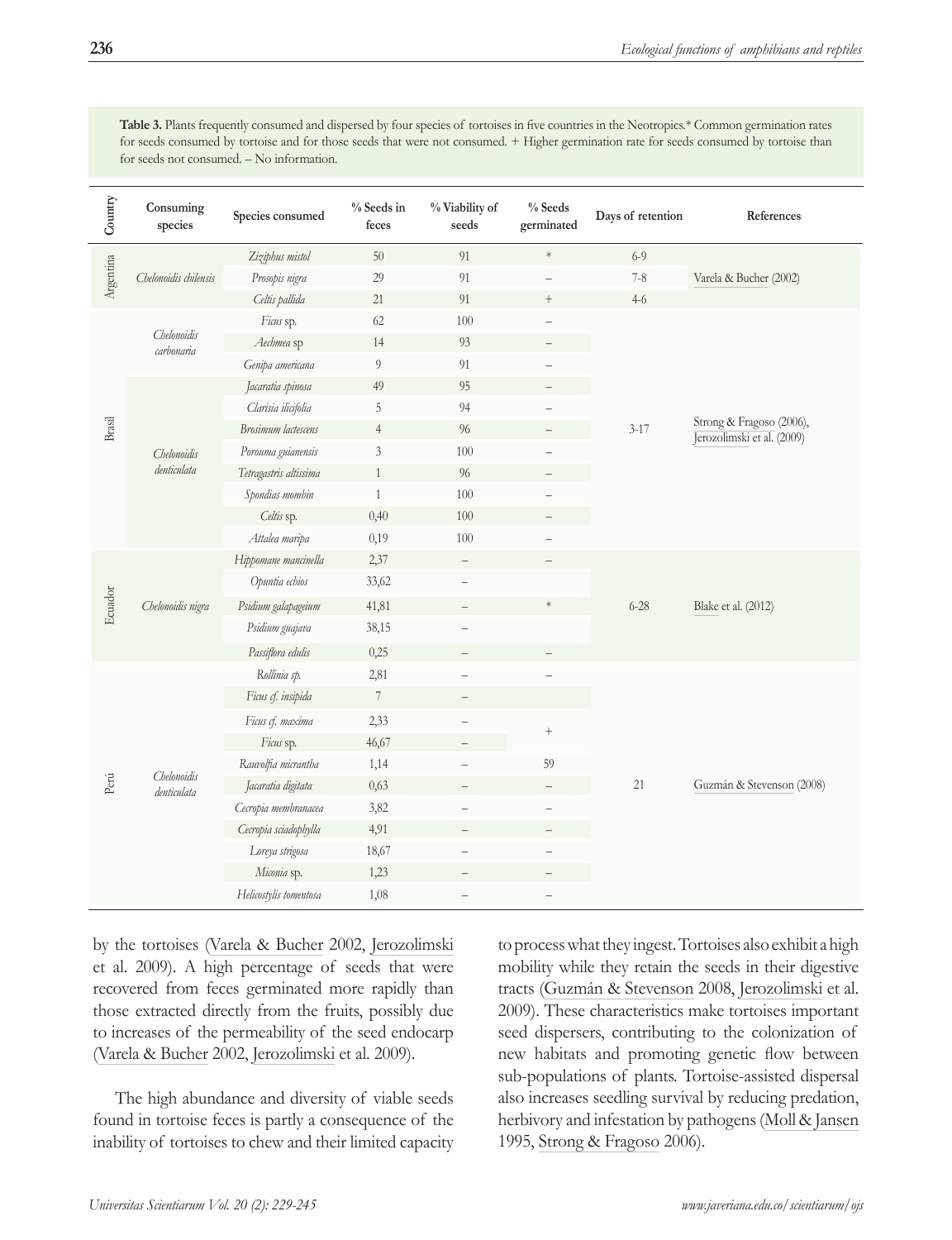**Table 3.** Plants frequently consumed and dispersed by four species of tortoises in five countries in the Neotropics.* Common germination rates for seeds consumed by tortoise and for those seeds that were not consumed. + Higher germination rate for seeds consumed by tortoise than for seeds not consumed. – No information.

| Country | Consuming species | Species consumed | % Seeds in feces | % Viability of seeds | % Seeds germinated | Days of retention | References |
|---|---|---|---|---|---|---|---|
| Argentina | *Chelonoidis chilensis* | *Ziziphus mistol* | 50 | 91 | * | 6-9 | Varela & Bucher (2002) |
| | | *Prosopis nigra* | 29 | 91 | – | 7-8 | |
| | | *Celtis pallida* | 21 | 91 | + | 4-6 | |
| Brasil | *Chelonoidis carbonaria* | *Ficus* sp. | 62 | 100 | – | 3-17 | Strong & Fragoso (2006), Jerozolimski et al. (2009) |
| | | *Aechmea* sp | 14 | 93 | – | | |
| | | *Genipa americana* | 9 | 91 | – | | |
| | *Chelonoidis denticulata* | *Jacaratia spinosa* | 49 | 95 | – | | |
| | | *Clarisia ilicifolia* | 5 | 94 | – | | |
| | | *Brosimum lactescens* | 4 | 96 | – | | |
| | | *Porouma guianensis* | 3 | 100 | – | | |
| | | *Tetragastris altissima* | 1 | 96 | – | | |
| | | *Spondias mombin* | 1 | 100 | – | | |
| | | *Celtis* sp. | 0,40 | 100 | – | | |
| | | *Attalea maripa* | 0,19 | 100 | – | | |
| Ecuador | *Chelonoidis nigra* | *Hippomane mancinella* | 2,37 | – | – | 6-28 | Blake et al. (2012) |
| | | *Opuntia echios* | 33,62 | – | * | | |
| | | *Psidium galapageium* | 41,81 | – | | | |
| | | *Psidium guajava* | 38,15 | – | | | |
| | | *Passiflora edulis* | 0,25 | – | – | | |
| Perú | *Chelonoidis denticulata* | *Rollinia sp.* | 2,81 | – | – | 21 | Guzmán & Stevenson (2008) |
| | | *Ficus cf. insipida* | 7 | – | + | | |
| | | *Ficus cf. maxima* | 2,33 | – | | | |
| | | *Ficus* sp. | 46,67 | – | | | |
| | | *Rauwolfia micrantha* | 1,14 | – | 59 | | |
| | | *Jacaratia digitata* | 0,63 | – | – | | |
| | | *Cecropia membranacea* | 3,82 | – | – | | |
| | | *Cecropia sciadophylla* | 4,91 | – | – | | |
| | | *Loreya strigosa* | 18,67 | – | – | | |
| | | *Miconia* sp. | 1,23 | – | – | | |
| | | *Helicostylis tomentosa* | 1,08 | – | – | | |

by the tortoises (Varela & Bucher 2002, Jerozolimski et al. 2009). A high percentage of seeds that were recovered from feces germinated more rapidly than those extracted directly from the fruits, possibly due to increases of the permeability of the seed endocarp (Varela & Bucher 2002, Jerozolimski et al. 2009).

The high abundance and diversity of viable seeds found in tortoise feces is partly a consequence of the inability of tortoises to chew and their limited capacity to process what they ingest. Tortoises also exhibit a high mobility while they retain the seeds in their digestive tracts (Guzmán & Stevenson 2008, Jerozolimski et al. 2009). These characteristics make tortoises important seed dispersers, contributing to the colonization of new habitats and promoting genetic flow between sub-populations of plants. Tortoise-assisted dispersal also increases seedling survival by reducing predation, herbivory and infestation by pathogens (Moll & Jansen 1995, Strong & Fragoso 2006).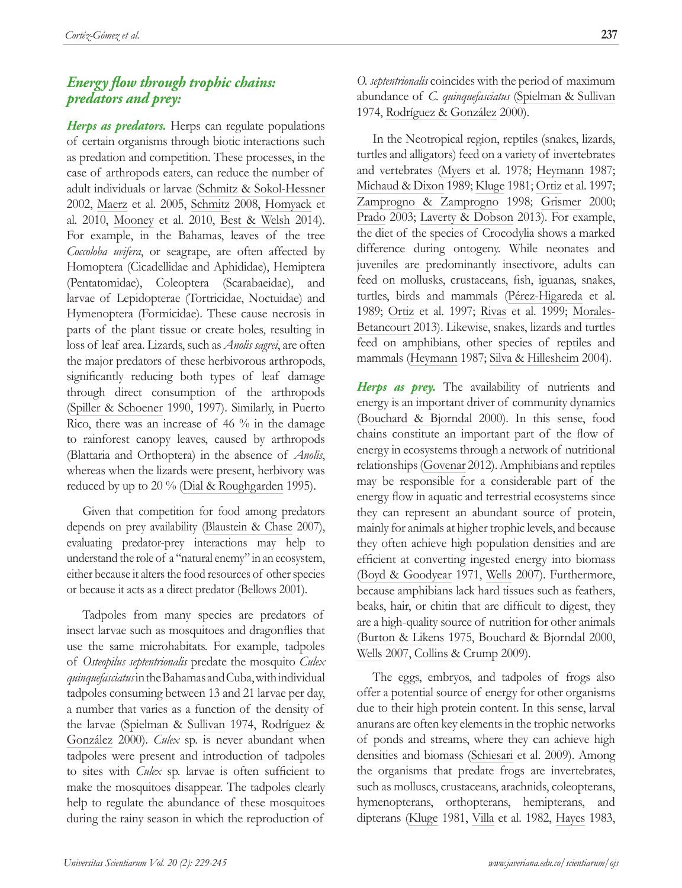## *Energy flow through trophic chains: predators and prey:*

***Herps as predators.*** Herps can regulate populations of certain organisms through biotic interactions such as predation and competition. These processes, in the case of arthropods eaters, can reduce the number of adult individuals or larvae (Schmitz & Sokol-Hessner 2002, Maerz et al. 2005, Schmitz 2008, Homyack et al. 2010, Mooney et al. 2010, Best & Welsh 2014). For example, in the Bahamas, leaves of the tree *Coccoloba uvifera*, or seagrape, are often affected by Homoptera (Cicadellidae and Aphididae), Hemiptera (Pentatomidae), Coleoptera (Scarabaeidae), and larvae of Lepidopterae (Tortricidae, Noctuidae) and Hymenoptera (Formicidae). These cause necrosis in parts of the plant tissue or create holes, resulting in loss of leaf area. Lizards, such as *Anolis sagrei*, are often the major predators of these herbivorous arthropods, significantly reducing both types of leaf damage through direct consumption of the arthropods (Spiller & Schoener 1990, 1997). Similarly, in Puerto Rico, there was an increase of 46 % in the damage to rainforest canopy leaves, caused by arthropods (Blattaria and Orthoptera) in the absence of *Anolis*, whereas when the lizards were present, herbivory was reduced by up to 20 % (Dial & Roughgarden 1995).

Given that competition for food among predators depends on prey availability (Blaustein & Chase 2007), evaluating predator-prey interactions may help to understand the role of a "natural enemy" in an ecosystem, either because it alters the food resources of other species or because it acts as a direct predator (Bellows 2001).

Tadpoles from many species are predators of insect larvae such as mosquitoes and dragonflies that use the same microhabitats. For example, tadpoles of *Osteopilus septentrionalis* predate the mosquito *Culex quinquefasciatus* in the Bahamas and Cuba, with individual tadpoles consuming between 13 and 21 larvae per day, a number that varies as a function of the density of the larvae (Spielman & Sullivan 1974, Rodríguez & González 2000). *Culex* sp. is never abundant when tadpoles were present and introduction of tadpoles to sites with *Culex* sp. larvae is often sufficient to make the mosquitoes disappear. The tadpoles clearly help to regulate the abundance of these mosquitoes during the rainy season in which the reproduction of *O. septentrionalis* coincides with the period of maximum abundance of *C. quinquefasciatus* (Spielman & Sullivan 1974, Rodríguez & González 2000).

In the Neotropical region, reptiles (snakes, lizards, turtles and alligators) feed on a variety of invertebrates and vertebrates (Myers et al. 1978; Heymann 1987; Michaud & Dixon 1989; Kluge 1981; Ortiz et al. 1997; Zamprogno & Zamprogno 1998; Grismer 2000; Prado 2003; Laverty & Dobson 2013). For example, the diet of the species of Crocodylia shows a marked difference during ontogeny. While neonates and juveniles are predominantly insectivore, adults can feed on mollusks, crustaceans, fish, iguanas, snakes, turtles, birds and mammals (Pérez-Higareda et al. 1989; Ortiz et al. 1997; Rivas et al. 1999; Morales-Betancourt 2013). Likewise, snakes, lizards and turtles feed on amphibians, other species of reptiles and mammals (Heymann 1987; Silva & Hillesheim 2004).

***Herps as prey.*** The availability of nutrients and energy is an important driver of community dynamics (Bouchard & Bjorndal 2000). In this sense, food chains constitute an important part of the flow of energy in ecosystems through a network of nutritional relationships (Govenar 2012). Amphibians and reptiles may be responsible for a considerable part of the energy flow in aquatic and terrestrial ecosystems since they can represent an abundant source of protein, mainly for animals at higher trophic levels, and because they often achieve high population densities and are efficient at converting ingested energy into biomass (Boyd & Goodyear 1971, Wells 2007). Furthermore, because amphibians lack hard tissues such as feathers, beaks, hair, or chitin that are difficult to digest, they are a high-quality source of nutrition for other animals (Burton & Likens 1975, Bouchard & Bjorndal 2000, Wells 2007, Collins & Crump 2009).

The eggs, embryos, and tadpoles of frogs also offer a potential source of energy for other organisms due to their high protein content. In this sense, larval anurans are often key elements in the trophic networks of ponds and streams, where they can achieve high densities and biomass (Schiesari et al. 2009). Among the organisms that predate frogs are invertebrates, such as molluscs, crustaceans, arachnids, coleopterans, hymenopterans, orthopterans, hemipterans, and dipterans (Kluge 1981, Villa et al. 1982, Hayes 1983,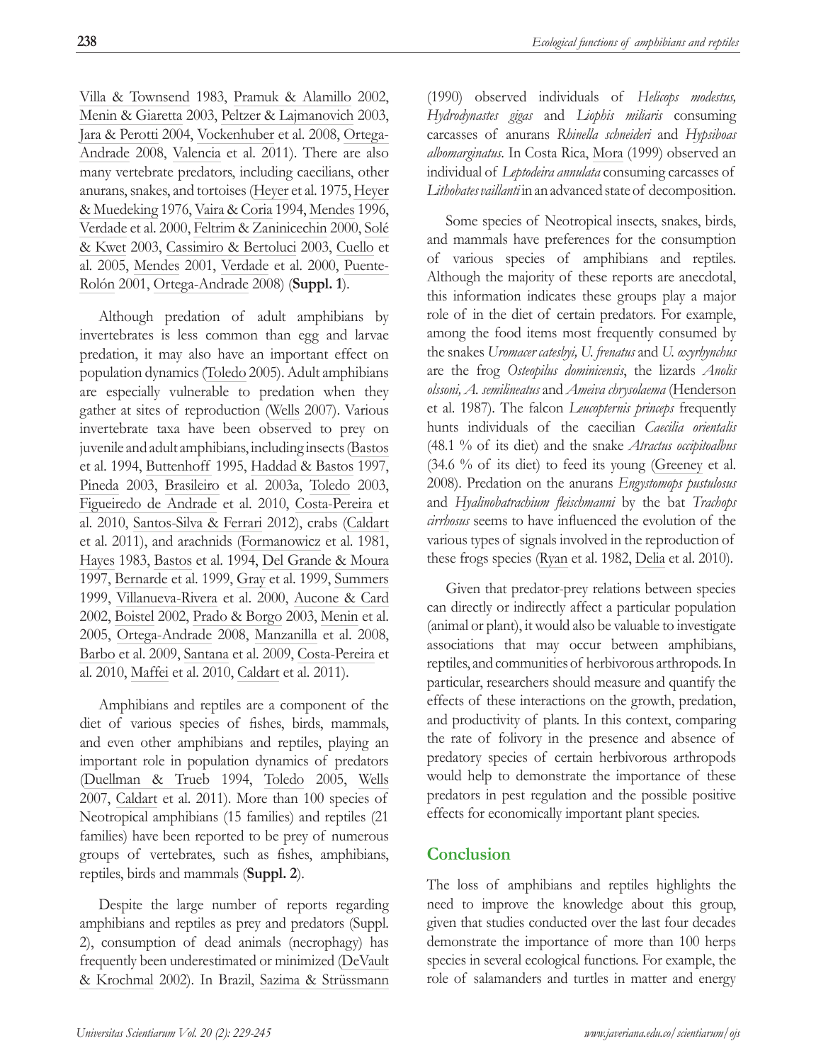Villa & Townsend 1983, Pramuk & Alamillo 2002, Menin & Giaretta 2003, Peltzer & Lajmanovich 2003, Jara & Perotti 2004, Vockenhuber et al. 2008, Ortega-Andrade 2008, Valencia et al. 2011). There are also many vertebrate predators, including caecilians, other anurans, snakes, and tortoises (Heyer et al. 1975, Heyer & Muedeking 1976, Vaira & Coria 1994, Mendes 1996, Verdade et al. 2000, Feltrim & Zaninicechin 2000, Solé & Kwet 2003, Cassimiro & Bertoluci 2003, Cuello et al. 2005, Mendes 2001, Verdade et al. 2000, Puente-Rolón 2001, Ortega-Andrade 2008) (**Suppl. 1**).

Although predation of adult amphibians by invertebrates is less common than egg and larvae predation, it may also have an important effect on population dynamics (Toledo 2005). Adult amphibians are especially vulnerable to predation when they gather at sites of reproduction (Wells 2007). Various invertebrate taxa have been observed to prey on juvenile and adult amphibians, including insects (Bastos et al. 1994, Buttenhoff 1995, Haddad & Bastos 1997, Pineda 2003, Brasileiro et al. 2003a, Toledo 2003, Figueiredo de Andrade et al. 2010, Costa-Pereira et al. 2010, Santos-Silva & Ferrari 2012), crabs (Caldart et al. 2011), and arachnids (Formanowicz et al. 1981, Hayes 1983, Bastos et al. 1994, Del Grande & Moura 1997, Bernarde et al. 1999, Gray et al. 1999, Summers 1999, Villanueva-Rivera et al. 2000, Aucone & Card 2002, Boistel 2002, Prado & Borgo 2003, Menin et al. 2005, Ortega-Andrade 2008, Manzanilla et al. 2008, Barbo et al. 2009, Santana et al. 2009, Costa-Pereira et al. 2010, Maffei et al. 2010, Caldart et al. 2011).

Amphibians and reptiles are a component of the diet of various species of fishes, birds, mammals, and even other amphibians and reptiles, playing an important role in population dynamics of predators (Duellman & Trueb 1994, Toledo 2005, Wells 2007, Caldart et al. 2011). More than 100 species of Neotropical amphibians (15 families) and reptiles (21 families) have been reported to be prey of numerous groups of vertebrates, such as fishes, amphibians, reptiles, birds and mammals (**Suppl. 2**).

Despite the large number of reports regarding amphibians and reptiles as prey and predators (Suppl. 2), consumption of dead animals (necrophagy) has frequently been underestimated or minimized (DeVault & Krochmal 2002). In Brazil, Sazima & Strüssmann (1990) observed individuals of *Helicops modestus, Hydrodynastes gigas* and *Liophis miliaris* consuming carcasses of anurans *Rhinella schneideri* and *Hypsiboas albomarginatus*. In Costa Rica, Mora (1999) observed an individual of *Leptodeira annulata* consuming carcasses of *Lithobates vaillanti* in an advanced state of decomposition.

Some species of Neotropical insects, snakes, birds, and mammals have preferences for the consumption of various species of amphibians and reptiles. Although the majority of these reports are anecdotal, this information indicates these groups play a major role of in the diet of certain predators. For example, among the food items most frequently consumed by the snakes *Uromacer catesbyi, U. frenatus* and *U. oxyrhynchus* are the frog *Osteopilus dominicensis*, the lizards *Anolis olssoni, A. semilineatus* and *Ameiva chrysolaema* (Henderson et al. 1987). The falcon *Leucopternis princeps* frequently hunts individuals of the caecilian *Caecilia orientalis* (48.1 % of its diet) and the snake *Atractus occipitoalbus* (34.6 % of its diet) to feed its young (Greeney et al. 2008). Predation on the anurans *Engystomops pustulosus* and *Hyalinobatrachium fleischmanni* by the bat *Trachops cirrhosus* seems to have influenced the evolution of the various types of signals involved in the reproduction of these frogs species (Ryan et al. 1982, Delia et al. 2010).

Given that predator-prey relations between species can directly or indirectly affect a particular population (animal or plant), it would also be valuable to investigate associations that may occur between amphibians, reptiles, and communities of herbivorous arthropods. In particular, researchers should measure and quantify the effects of these interactions on the growth, predation, and productivity of plants. In this context, comparing the rate of folivory in the presence and absence of predatory species of certain herbivorous arthropods would help to demonstrate the importance of these predators in pest regulation and the possible positive effects for economically important plant species.

## Conclusion

The loss of amphibians and reptiles highlights the need to improve the knowledge about this group, given that studies conducted over the last four decades demonstrate the importance of more than 100 herps species in several ecological functions. For example, the role of salamanders and turtles in matter and energy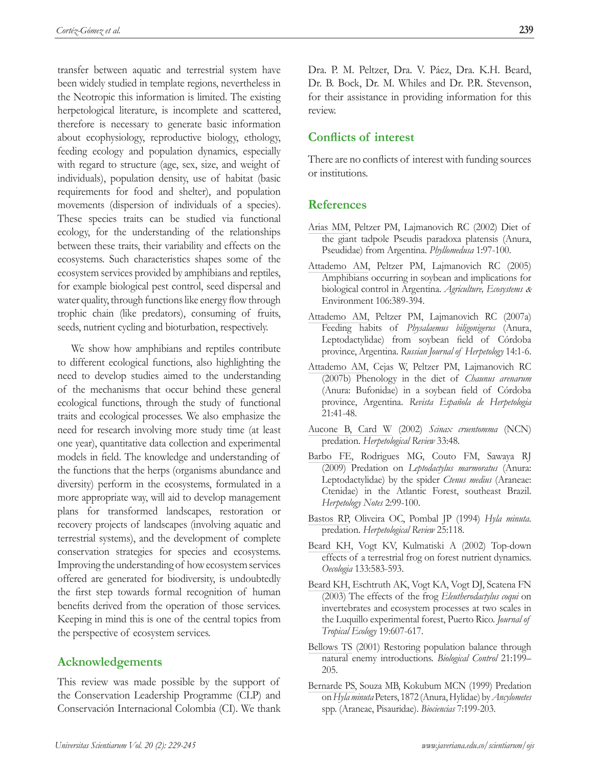transfer between aquatic and terrestrial system have been widely studied in template regions, nevertheless in the Neotropic this information is limited. The existing herpetological literature, is incomplete and scattered, therefore is necessary to generate basic information about ecophysiology, reproductive biology, ethology, feeding ecology and population dynamics, especially with regard to structure (age, sex, size, and weight of individuals), population density, use of habitat (basic requirements for food and shelter), and population movements (dispersion of individuals of a species). These species traits can be studied via functional ecology, for the understanding of the relationships between these traits, their variability and effects on the ecosystems. Such characteristics shapes some of the ecosystem services provided by amphibians and reptiles, for example biological pest control, seed dispersal and water quality, through functions like energy flow through trophic chain (like predators), consuming of fruits, seeds, nutrient cycling and bioturbation, respectively.

We show how amphibians and reptiles contribute to different ecological functions, also highlighting the need to develop studies aimed to the understanding of the mechanisms that occur behind these general ecological functions, through the study of functional traits and ecological processes. We also emphasize the need for research involving more study time (at least one year), quantitative data collection and experimental models in field. The knowledge and understanding of the functions that the herps (organisms abundance and diversity) perform in the ecosystems, formulated in a more appropriate way, will aid to develop management plans for transformed landscapes, restoration or recovery projects of landscapes (involving aquatic and terrestrial systems), and the development of complete conservation strategies for species and ecosystems. Improving the understanding of how ecosystem services offered are generated for biodiversity, is undoubtedly the first step towards formal recognition of human benefits derived from the operation of those services. Keeping in mind this is one of the central topics from the perspective of ecosystem services.

## Acknowledgements

This review was made possible by the support of the Conservation Leadership Programme (CLP) and Conservación Internacional Colombia (CI). We thank Dra. P. M. Peltzer, Dra. V. Páez, Dra. K.H. Beard, Dr. B. Bock, Dr. M. Whiles and Dr. P.R. Stevenson, for their assistance in providing information for this review.

## Conflicts of interest

There are no conflicts of interest with funding sources or institutions.

## References

Arias MM, Peltzer PM, Lajmanovich RC (2002) Diet of the giant tadpole Pseudis paradoxa platensis (Anura, Pseudidae) from Argentina. *Phyllomedusa* 1:97-100.

Attademo AM, Peltzer PM, Lajmanovich RC (2005) Amphibians occurring in soybean and implications for biological control in Argentina. *Agriculture, Ecosystems &* Environment 106:389-394.

Attademo AM, Peltzer PM, Lajmanovich RC (2007a) Feeding habits of *Physalaemus biligonigerus* (Anura, Leptodactylidae) from soybean field of Córdoba province, Argentina. *Russian Journal of Herpetology* 14:1-6.

Attademo AM, Cejas W, Peltzer PM, Lajmanovich RC (2007b) Phenology in the diet of *Chaunus arenarum* (Anura: Bufonidae) in a soybean field of Córdoba province, Argentina. *Revista Española de Herpetologia* 21:41-48.

Aucone B, Card W (2002) *Scinax cruentomma* (NCN) predation. *Herpetological Review* 33:48.

Barbo FE, Rodrigues MG, Couto FM, Sawaya RJ (2009) Predation on *Leptodactylus marmoratus* (Anura: Leptodactylidae) by the spider *Ctenus medius* (Araneae: Ctenidae) in the Atlantic Forest, southeast Brazil. *Herpetology Notes* 2:99-100.

Bastos RP, Oliveira OC, Pombal JP (1994) *Hyla minuta*. predation. *Herpetological Review* 25:118.

Beard KH, Vogt KV, Kulmatiski A (2002) Top-down effects of a terrestrial frog on forest nutrient dynamics. *Oecologia* 133:583-593.

Beard KH, Eschtruth AK, Vogt KA, Vogt DJ, Scatena FN (2003) The effects of the frog *Eleutherodactylus coqui* on invertebrates and ecosystem processes at two scales in the Luquillo experimental forest, Puerto Rico. *Journal of Tropical Ecology* 19:607-617.

Bellows TS (2001) Restoring population balance through natural enemy introductions. *Biological Control* 21:199–205.

Bernarde PS, Souza MB, Kokubum MCN (1999) Predation on *Hyla minuta* Peters, 1872 (Anura, Hylidae) by *Ancylometes* spp. (Araneae, Pisauridae). *Biociencias* 7:199-203.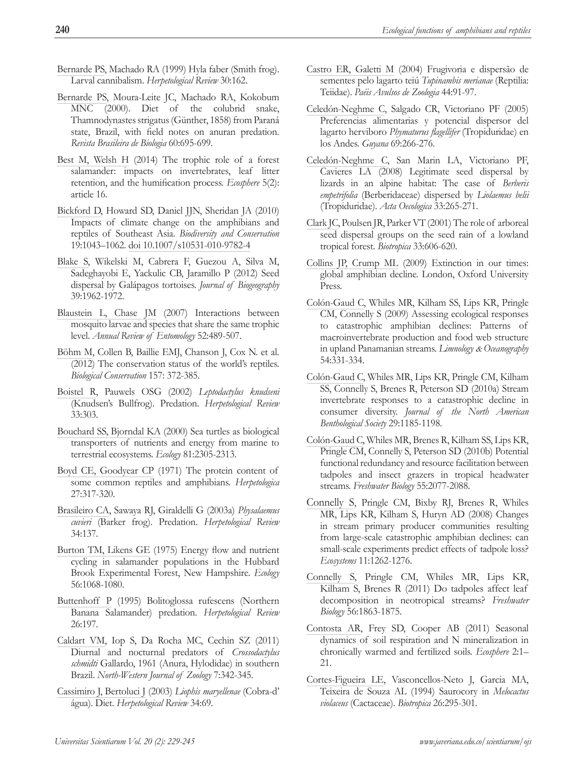Bernarde PS, Machado RA (1999) Hyla faber (Smith frog). Larval cannibalism. *Herpetological Review* 30:162.

Bernarde PS, Moura-Leite JC, Machado RA, Kokobum MNC (2000). Diet of the colubrid snake, Thamnodynastes strigatus (Günther, 1858) from Paraná state, Brazil, with field notes on anuran predation. *Revista Brasileira de Biologia* 60:695-699.

Best M, Welsh H (2014) The trophic role of a forest salamander: impacts on invertebrates, leaf litter retention, and the humification process. *Ecosphere* 5(2): article 16.

Bickford D, Howard SD, Daniel JJN, Sheridan JA (2010) Impacts of climate change on the amphibians and reptiles of Southeast Asia. *Biodiversity and Conservation* 19:1043–1062. doi 10.1007/s10531-010-9782-4

Blake S, Wikelski M, Cabrera F, Guezou A, Silva M, Sadeghayobi E, Yackulic CB, Jaramillo P (2012) Seed dispersal by Galápagos tortoises. *Journal of Biogeography* 39:1962-1972.

Blaustein L, Chase JM (2007) Interactions between mosquito larvae and species that share the same trophic level. *Annual Review of Entomology* 52:489-507.

Böhm M, Collen B, Baillie EMJ, Chanson J, Cox N. et al. (2012) The conservation status of the world's reptiles. *Biological Conservation* 157: 372-385.

Boistel R, Pauwels OSG (2002) *Leptodactylus knudseni* (Knudsen's Bullfrog). Predation. *Herpetological Review* 33:303.

Bouchard SS, Bjorndal KA (2000) Sea turtles as biological transporters of nutrients and energy from marine to terrestrial ecosystems. *Ecology* 81:2305-2313.

Boyd CE, Goodyear CP (1971) The protein content of some common reptiles and amphibians. *Herpetologica* 27:317-320.

Brasileiro CA, Sawaya RJ, Giraldelli G (2003a) *Physalaemus cuvieri* (Barker frog). Predation. *Herpetological Review* 34:137.

Burton TM, Likens GE (1975) Energy flow and nutrient cycling in salamander populations in the Hubbard Brook Experimental Forest, New Hampshire. *Ecology* 56:1068-1080.

Buttenhoff P (1995) Bolitoglossa rufescens (Northern Banana Salamander) predation. *Herpetological Review* 26:197.

Caldart VM, Iop S, Da Rocha MC, Cechin SZ (2011) Diurnal and nocturnal predators of *Crossodactylus schmidti* Gallardo, 1961 (Anura, Hylodidae) in southern Brazil. *North-Western Journal of Zoology* 7:342-345.

Cassimiro J, Bertoluci J (2003) *Liophis maryellenae* (Cobra-d' água). Diet. *Herpetological Review* 34:69.

Castro ER, Galetti M (2004) Frugivoria e dispersão de sementes pelo lagarto teiú *Tupinambis merianae* (Reptilia: Teiidae). *Paéis Avulsos de Zoologia* 44:91-97.

Celedón-Neghme C, Salgado CR, Victoriano PF (2005) Preferencias alimentarias y potencial dispersor del lagarto herviboro *Phymaturus flagellifer* (Tropiduridae) en los Andes. *Guyana* 69:266-276.

Celedón-Neghme C, San Marin LA, Victoriano PF, Cavieres LA (2008) Legitimate seed dispersal by lizards in an alpine habitat: The case of *Berberis empetrifolia* (Berberidaceae) dispersed by *Liolaemus belii* (Tropiduridae). *Acta Oecologica* 33:265-271.

Clark JC, Poulsen JR, Parker VT (2001) The role of arboreal seed dispersal groups on the seed rain of a lowland tropical forest. *Biotropica* 33:606-620.

Collins JP, Crump ML (2009) Extinction in our times: global amphibian decline. London, Oxford University Press.

Colón-Gaud C, Whiles MR, Kilham SS, Lips KR, Pringle CM, Connelly S (2009) Assessing ecological responses to catastrophic amphibian declines: Patterns of macroinvertebrate production and food web structure in upland Panamanian streams. *Limnology & Oceanography* 54:331-334.

Colón-Gaud C, Whiles MR, Lips KR, Pringle CM, Kilham SS, Connelly S, Brenes R, Peterson SD (2010a) Stream invertebrate responses to a catastrophic decline in consumer diversity. *Journal of the North American Benthological Society* 29:1185-1198.

Colón-Gaud C, Whiles MR, Brenes R, Kilham SS, Lips KR, Pringle CM, Connelly S, Peterson SD (2010b) Potential functional redundancy and resource facilitation between tadpoles and insect grazers in tropical headwater streams. *Freshwater Biology* 55:2077-2088.

Connelly S, Pringle CM, Bixby RJ, Brenes R, Whiles MR, Lips KR, Kilham S, Huryn AD (2008) Changes in stream primary producer communities resulting from large-scale catastrophic amphibian declines: can small-scale experiments predict effects of tadpole loss? *Ecosystems* 11:1262-1276.

Connelly S, Pringle CM, Whiles MR, Lips KR, Kilham S, Brenes R (2011) Do tadpoles affect leaf decomposition in neotropical streams? *Freshwater Biology* 56:1863-1875.

Contosta AR, Frey SD, Cooper AB (2011) Seasonal dynamics of soil respiration and N mineralization in chronically warmed and fertilized soils. *Ecosphere* 2:1–21.

Cortes-Figueira LE, Vasconcellos-Neto J, Garcia MA, Teixeira de Souza AL (1994) Saurocory in *Melocactus violaceus* (Cactaceae). *Biotropica* 26:295-301.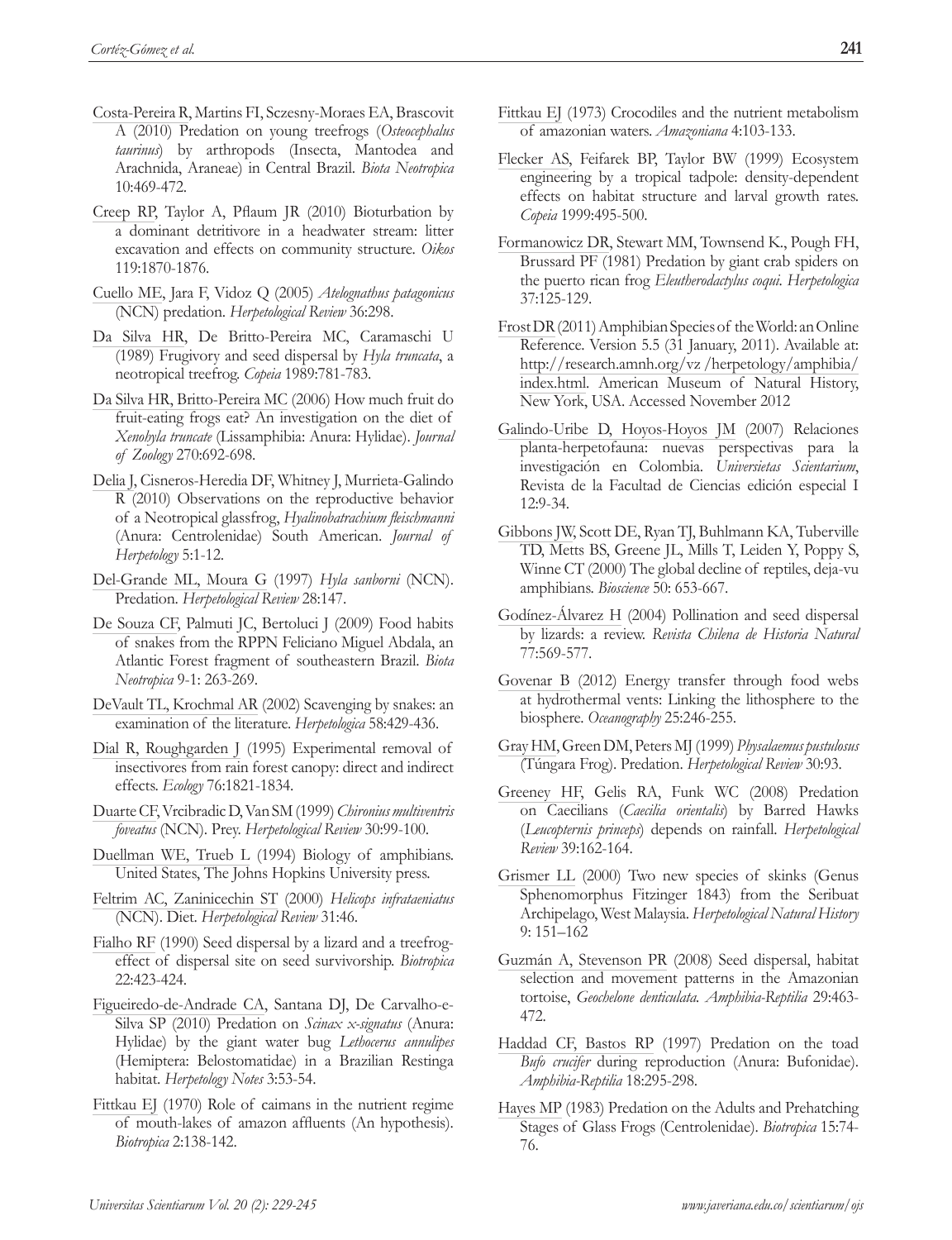Costa-Pereira R, Martins FI, Sczesny-Moraes EA, Brascovit A (2010) Predation on young treefrogs (*Osteocephalus taurinus*) by arthropods (Insecta, Mantodea and Arachnida, Araneae) in Central Brazil. *Biota Neotropica* 10:469-472.

Creep RP, Taylor A, Pflaum JR (2010) Bioturbation by a dominant detritivore in a headwater stream: litter excavation and effects on community structure. *Oikos* 119:1870-1876.

Cuello ME, Jara F, Vidoz Q (2005) *Atelognathus patagonicus* (NCN) predation. *Herpetological Review* 36:298.

Da Silva HR, De Britto-Pereira MC, Caramaschi U (1989) Frugivory and seed dispersal by *Hyla truncata*, a neotropical treefrog. *Copeia* 1989:781-783.

Da Silva HR, Britto-Pereira MC (2006) How much fruit do fruit-eating frogs eat? An investigation on the diet of *Xenohyla truncate* (Lissamphibia: Anura: Hylidae). *Journal of Zoology* 270:692-698.

Delia J, Cisneros-Heredia DF, Whitney J, Murrieta-Galindo R (2010) Observations on the reproductive behavior of a Neotropical glassfrog, *Hyalinobatrachium fleischmanni* (Anura: Centrolenidae) South American. *Journal of Herpetology* 5:1-12.

Del-Grande ML, Moura G (1997) *Hyla sanborni* (NCN). Predation. *Herpetological Review* 28:147.

De Souza CF, Palmuti JC, Bertoluci J (2009) Food habits of snakes from the RPPN Feliciano Miguel Abdala, an Atlantic Forest fragment of southeastern Brazil. *Biota Neotropica* 9-1: 263-269.

DeVault TL, Krochmal AR (2002) Scavenging by snakes: an examination of the literature. *Herpetologica* 58:429-436.

Dial R, Roughgarden J (1995) Experimental removal of insectivores from rain forest canopy: direct and indirect effects. *Ecology* 76:1821-1834.

Duarte CF, Vrcibradic D, Van SM (1999) *Chironius multiventris foveatus* (NCN). Prey. *Herpetological Review* 30:99-100.

Duellman WE, Trueb L (1994) Biology of amphibians. United States, The Johns Hopkins University press.

Feltrim AC, Zaninicechin ST (2000) *Helicops infrataeniatus* (NCN). Diet. *Herpetological Review* 31:46.

Fialho RF (1990) Seed dispersal by a lizard and a treefrog-effect of dispersal site on seed survivorship. *Biotropica* 22:423-424.

Figueiredo-de-Andrade CA, Santana DJ, De Carvalho-e-Silva SP (2010) Predation on *Scinax x-signatus* (Anura: Hylidae) by the giant water bug *Lethocerus annulipes* (Hemiptera: Belostomatidae) in a Brazilian Restinga habitat. *Herpetology Notes* 3:53-54.

Fittkau EJ (1970) Role of caimans in the nutrient regime of mouth-lakes of amazon affluents (An hypothesis). *Biotropica* 2:138-142.

Fittkau EJ (1973) Crocodiles and the nutrient metabolism of amazonian waters. *Amazoniana* 4:103-133.

Flecker AS, Feifarek BP, Taylor BW (1999) Ecosystem engineering by a tropical tadpole: density-dependent effects on habitat structure and larval growth rates. *Copeia* 1999:495-500.

Formanowicz DR, Stewart MM, Townsend K., Pough FH, Brussard PF (1981) Predation by giant crab spiders on the puerto rican frog *Eleutherodactylus coqui*. *Herpetologica* 37:125-129.

Frost DR (2011) Amphibian Species of the World: an Online Reference. Version 5.5 (31 January, 2011). Available at: http://research.amnh.org/vz /herpetology/amphibia/index.html. American Museum of Natural History, New York, USA. Accessed November 2012

Galindo-Uribe D, Hoyos-Hoyos JM (2007) Relaciones planta-herpetofauna: nuevas perspectivas para la investigación en Colombia. *Universietas Scientiarium*, Revista de la Facultad de Ciencias edición especial I 12:9-34.

Gibbons JW, Scott DE, Ryan TJ, Buhlmann KA, Tuberville TD, Metts BS, Greene JL, Mills T, Leiden Y, Poppy S, Winne CT (2000) The global decline of reptiles, deja-vu amphibians. *Bioscience* 50: 653-667.

Godínez-Álvarez H (2004) Pollination and seed dispersal by lizards: a review. *Revista Chilena de Historia Natural* 77:569-577.

Govenar B (2012) Energy transfer through food webs at hydrothermal vents: Linking the lithosphere to the biosphere. *Oceanography* 25:246-255.

Gray HM, Green DM, Peters MJ (1999) *Physalaemus pustulosus* (Túngara Frog). Predation. *Herpetological Review* 30:93.

Greeney HF, Gelis RA, Funk WC (2008) Predation on Caecilians (*Caecilia orientalis*) by Barred Hawks (*Leucopternis princeps*) depends on rainfall. *Herpetological Review* 39:162-164.

Grismer LL (2000) Two new species of skinks (Genus Sphenomorphus Fitzinger 1843) from the Seribuat Archipelago, West Malaysia. *Herpetological Natural History* 9: 151–162

Guzmán A, Stevenson PR (2008) Seed dispersal, habitat selection and movement patterns in the Amazonian tortoise, *Geochelone denticulata*. *Amphibia-Reptilia* 29:463-472.

Haddad CF, Bastos RP (1997) Predation on the toad *Bufo crucifer* during reproduction (Anura: Bufonidae). *Amphibia-Reptilia* 18:295-298.

Hayes MP (1983) Predation on the Adults and Prehatching Stages of Glass Frogs (Centrolenidae). *Biotropica* 15:74-76.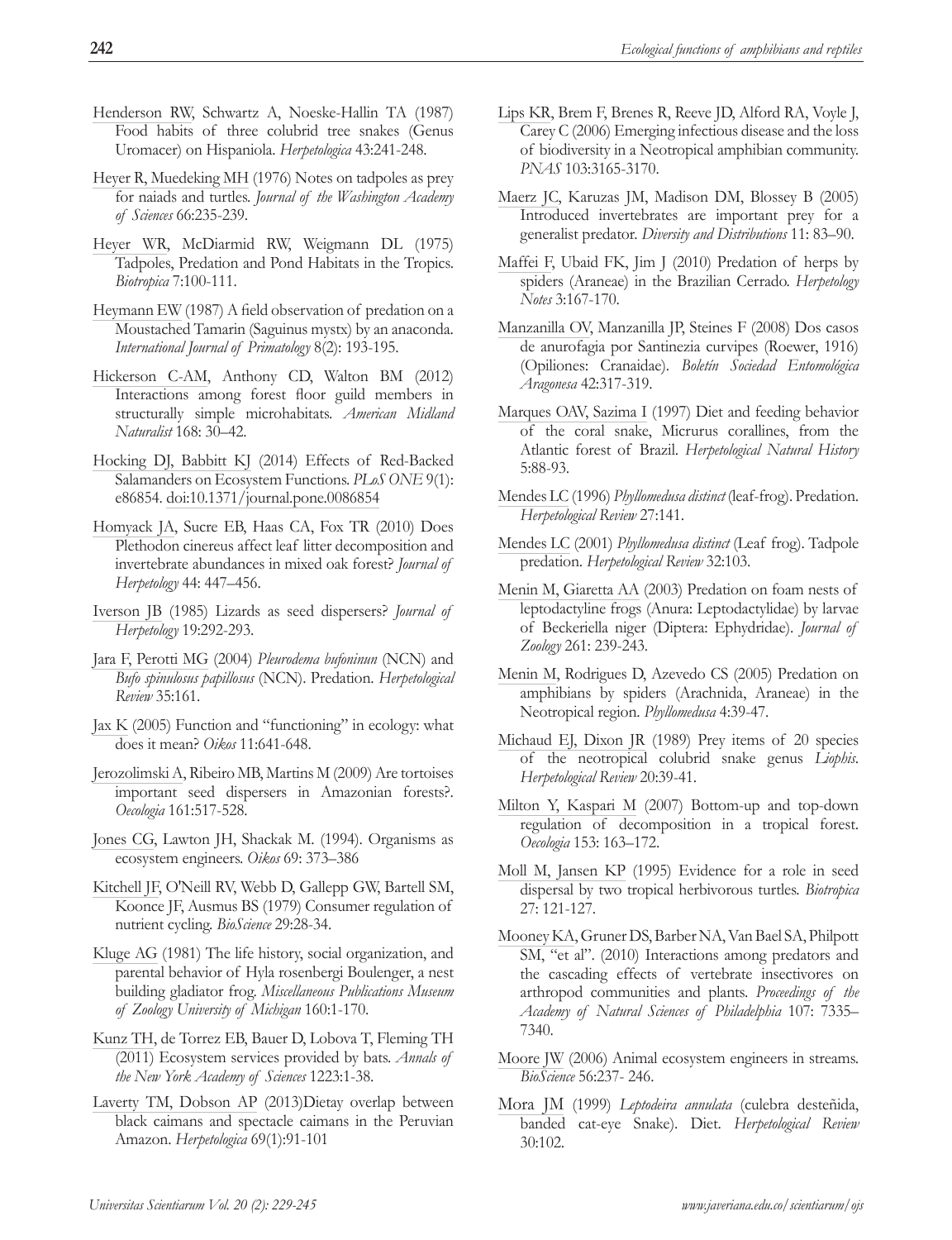Henderson RW, Schwartz A, Noeske-Hallin TA (1987) Food habits of three colubrid tree snakes (Genus Uromacer) on Hispaniola. *Herpetologica* 43:241-248.

Heyer R, Muedeking MH (1976) Notes on tadpoles as prey for naiads and turtles. *Journal of the Washington Academy of Sciences* 66:235-239.

Heyer WR, McDiarmid RW, Weigmann DL (1975) Tadpoles, Predation and Pond Habitats in the Tropics. *Biotropica* 7:100-111.

Heymann EW (1987) A field observation of predation on a Moustached Tamarin (Saguinus mystx) by an anaconda. *International Journal of Primatology* 8(2): 193-195.

Hickerson C-AM, Anthony CD, Walton BM (2012) Interactions among forest floor guild members in structurally simple microhabitats. *American Midland Naturalist* 168: 30–42.

Hocking DJ, Babbitt KJ (2014) Effects of Red-Backed Salamanders on Ecosystem Functions. *PLoS ONE* 9(1): e86854. doi:10.1371/journal.pone.0086854

Homyack JA, Sucre EB, Haas CA, Fox TR (2010) Does Plethodon cinereus affect leaf litter decomposition and invertebrate abundances in mixed oak forest? *Journal of Herpetology* 44: 447–456.

Iverson JB (1985) Lizards as seed dispersers? *Journal of Herpetology* 19:292-293.

Jara F, Perotti MG (2004) *Pleurodema bufoninun* (NCN) and *Bufo spinulosus papillosus* (NCN). Predation. *Herpetological Review* 35:161.

Jax K (2005) Function and "functioning" in ecology: what does it mean? *Oikos* 11:641-648.

Jerozolimski A, Ribeiro MB, Martins M (2009) Are tortoises important seed dispersers in Amazonian forests?. *Oecologia* 161:517-528.

Jones CG, Lawton JH, Shackak M. (1994). Organisms as ecosystem engineers. *Oikos* 69: 373–386

Kitchell JF, O'Neill RV, Webb D, Gallepp GW, Bartell SM, Koonce JF, Ausmus BS (1979) Consumer regulation of nutrient cycling. *BioScience* 29:28-34.

Kluge AG (1981) The life history, social organization, and parental behavior of Hyla rosenbergi Boulenger, a nest building gladiator frog. *Miscellaneous Publications Museum of Zoology University of Michigan* 160:1-170.

Kunz TH, de Torrez EB, Bauer D, Lobova T, Fleming TH (2011) Ecosystem services provided by bats. *Annals of the New York Academy of Sciences* 1223:1-38.

Laverty TM, Dobson AP (2013)Dietay overlap between black caimans and spectacle caimans in the Peruvian Amazon. *Herpetologica* 69(1):91-101

Lips KR, Brem F, Brenes R, Reeve JD, Alford RA, Voyle J, Carey C (2006) Emerging infectious disease and the loss of biodiversity in a Neotropical amphibian community. *PNAS* 103:3165-3170.

Maerz JC, Karuzas JM, Madison DM, Blossey B (2005) Introduced invertebrates are important prey for a generalist predator. *Diversity and Distributions* 11: 83–90.

Maffei F, Ubaid FK, Jim J (2010) Predation of herps by spiders (Araneae) in the Brazilian Cerrado. *Herpetology Notes* 3:167-170.

Manzanilla OV, Manzanilla JP, Steines F (2008) Dos casos de anurofagia por Santinezia curvipes (Roewer, 1916) (Opiliones: Cranaidae). *Boletín Sociedad Entomológica Aragonesa* 42:317-319.

Marques OAV, Sazima I (1997) Diet and feeding behavior of the coral snake, Micrurus corallines, from the Atlantic forest of Brazil. *Herpetological Natural History* 5:88-93.

Mendes LC (1996) *Phyllomedusa distinct* (leaf-frog). Predation. *Herpetological Review* 27:141.

Mendes LC (2001) *Phyllomedusa distinct* (Leaf frog). Tadpole predation. *Herpetological Review* 32:103.

Menin M, Giaretta AA (2003) Predation on foam nests of leptodactyline frogs (Anura: Leptodactylidae) by larvae of Beckeriella niger (Diptera: Ephydridae). *Journal of Zoology* 261: 239-243.

Menin M, Rodrigues D, Azevedo CS (2005) Predation on amphibians by spiders (Arachnida, Araneae) in the Neotropical region. *Phyllomedusa* 4:39-47.

Michaud EJ, Dixon JR (1989) Prey items of 20 species of the neotropical colubrid snake genus *Liophis*. *Herpetological Review* 20:39-41.

Milton Y, Kaspari M (2007) Bottom-up and top-down regulation of decomposition in a tropical forest. *Oecologia* 153: 163–172.

Moll M, Jansen KP (1995) Evidence for a role in seed dispersal by two tropical herbivorous turtles. *Biotropica* 27: 121-127.

Mooney KA, Gruner DS, Barber NA, Van Bael SA, Philpott SM, "et al". (2010) Interactions among predators and the cascading effects of vertebrate insectivores on arthropod communities and plants. *Proceedings of the Academy of Natural Sciences of Philadelphia* 107: 7335–7340.

Moore JW (2006) Animal ecosystem engineers in streams. *BioScience* 56:237- 246.

Mora JM (1999) *Leptodeira annulata* (culebra desteñida, banded cat-eye Snake). Diet. *Herpetological Review* 30:102.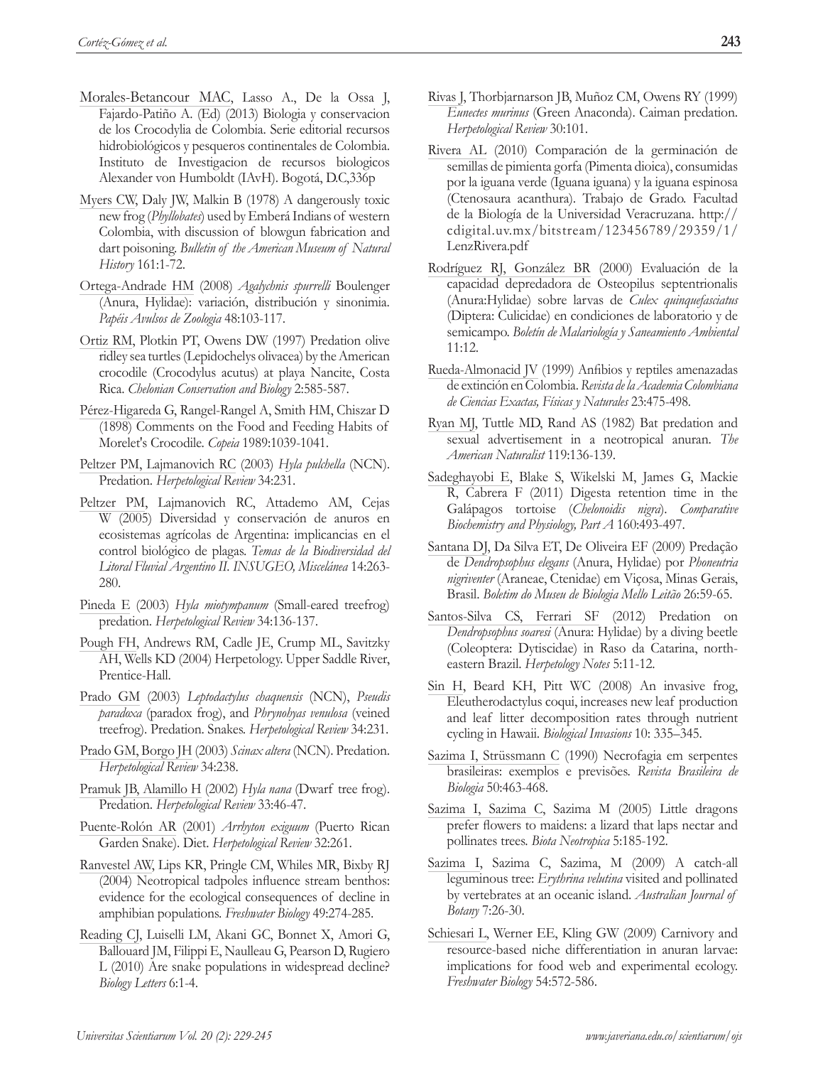Morales-Betancour MAC, Lasso A., De la Ossa J, Fajardo-Patiño A. (Ed) (2013) Biologia y conservacion de los Crocodylia de Colombia. Serie editorial recursos hidrobiológicos y pesqueros continentales de Colombia. Instituto de Investigacion de recursos biologicos Alexander von Humboldt (IAvH). Bogotá, D.C,336p

Myers CW, Daly JW, Malkin B (1978) A dangerously toxic new frog (*Phyllobates*) used by Emberá Indians of western Colombia, with discussion of blowgun fabrication and dart poisoning. *Bulletin of the American Museum of Natural History* 161:1-72.

Ortega-Andrade HM (2008) *Agalychnis spurrelli* Boulenger (Anura, Hylidae): variación, distribución y sinonimia. *Papéis Avulsos de Zoologia* 48:103-117.

Ortiz RM, Plotkin PT, Owens DW (1997) Predation olive ridley sea turtles (Lepidochelys olivacea) by the American crocodile (Crocodylus acutus) at playa Nancite, Costa Rica. *Chelonian Conservation and Biology* 2:585-587.

Pérez-Higareda G, Rangel-Rangel A, Smith HM, Chiszar D (1898) Comments on the Food and Feeding Habits of Morelet's Crocodile. *Copeia* 1989:1039-1041.

Peltzer PM, Lajmanovich RC (2003) *Hyla pulchella* (NCN). Predation. *Herpetological Review* 34:231.

Peltzer PM, Lajmanovich RC, Attademo AM, Cejas W (2005) Diversidad y conservación de anuros en ecosistemas agrícolas de Argentina: implicancias en el control biológico de plagas. *Temas de la Biodiversidad del Litoral Fluvial Argentino II. INSUGEO, Miscelánea* 14:263-280.

Pineda E (2003) *Hyla miotympanum* (Small-eared treefrog) predation. *Herpetological Review* 34:136-137.

Pough FH, Andrews RM, Cadle JE, Crump ML, Savitzky AH, Wells KD (2004) Herpetology. Upper Saddle River, Prentice-Hall.

Prado GM (2003) *Leptodactylus chaquensis* (NCN), *Pseudis paradoxa* (paradox frog), and *Phrynohyas venulosa* (veined treefrog). Predation. Snakes. *Herpetological Review* 34:231.

Prado GM, Borgo JH (2003) *Scinax altera* (NCN). Predation. *Herpetological Review* 34:238.

Pramuk JB, Alamillo H (2002) *Hyla nana* (Dwarf tree frog). Predation. *Herpetological Review* 33:46-47.

Puente-Rolón AR (2001) *Arrhyton exiguum* (Puerto Rican Garden Snake). Diet. *Herpetological Review* 32:261.

Ranvestel AW, Lips KR, Pringle CM, Whiles MR, Bixby RJ (2004) Neotropical tadpoles influence stream benthos: evidence for the ecological consequences of decline in amphibian populations. *Freshwater Biology* 49:274-285.

Reading CJ, Luiselli LM, Akani GC, Bonnet X, Amori G, Ballouard JM, Filippi E, Naulleau G, Pearson D, Rugiero L (2010) Are snake populations in widespread decline? *Biology Letters* 6:1-4.

Rivas J, Thorbjarnarson JB, Muñoz CM, Owens RY (1999) *Eunectes murinus* (Green Anaconda). Caiman predation. *Herpetological Review* 30:101.

Rivera AL (2010) Comparación de la germinación de semillas de pimienta gorfa (Pimenta dioica), consumidas por la iguana verde (Iguana iguana) y la iguana espinosa (Ctenosaura acanthura). Trabajo de Grado. Facultad de la Biología de la Universidad Veracruzana. http://cdigital.uv.mx/bitstream/123456789/29359/1/LenzRivera.pdf

Rodríguez RJ, González BR (2000) Evaluación de la capacidad depredadora de Osteopilus septentrionalis (Anura:Hylidae) sobre larvas de *Culex quinquefasciatus* (Diptera: Culicidae) en condiciones de laboratorio y de semicampo. *Boletín de Malariología y Saneamiento Ambiental* 11:12.

Rueda-Almonacid JV (1999) Anfibios y reptiles amenazadas de extinción en Colombia. *Revista de la Academia Colombiana de Ciencias Exactas, Físicas y Naturales* 23:475-498.

Ryan MJ, Tuttle MD, Rand AS (1982) Bat predation and sexual advertisement in a neotropical anuran. *The American Naturalist* 119:136-139.

Sadeghayobi E, Blake S, Wikelski M, James G, Mackie R, Cabrera F (2011) Digesta retention time in the Galápagos tortoise (*Chelonoidis nigra*). *Comparative Biochemistry and Physiology, Part A* 160:493-497.

Santana DJ, Da Silva ET, De Oliveira EF (2009) Predação de *Dendropsophus elegans* (Anura, Hylidae) por *Phoneutria nigriventer* (Araneae, Ctenidae) em Viçosa, Minas Gerais, Brasil. *Boletim do Museu de Biologia Mello Leitão* 26:59-65.

Santos-Silva CS, Ferrari SF (2012) Predation on *Dendropsophus soaresi* (Anura: Hylidae) by a diving beetle (Coleoptera: Dytiscidae) in Raso da Catarina, north-eastern Brazil. *Herpetology Notes* 5:11-12.

Sin H, Beard KH, Pitt WC (2008) An invasive frog, Eleutherodactylus coqui, increases new leaf production and leaf litter decomposition rates through nutrient cycling in Hawaii. *Biological Invasions* 10: 335–345.

Sazima I, Strüssmann C (1990) Necrofagia em serpentes brasileiras: exemplos e previsões. *Revista Brasileira de Biologia* 50:463-468.

Sazima I, Sazima C, Sazima M (2005) Little dragons prefer flowers to maidens: a lizard that laps nectar and pollinates trees. *Biota Neotropica* 5:185-192.

Sazima I, Sazima C, Sazima, M (2009) A catch-all leguminous tree: *Erythrina velutina* visited and pollinated by vertebrates at an oceanic island. *Australian Journal of Botany* 7:26-30.

Schiesari L, Werner EE, Kling GW (2009) Carnivory and resource-based niche differentiation in anuran larvae: implications for food web and experimental ecology. *Freshwater Biology* 54:572-586.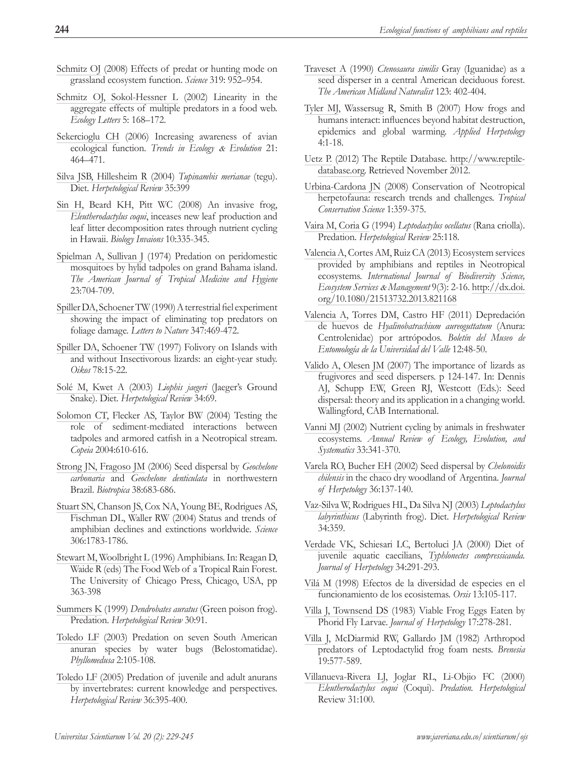Schmitz OJ (2008) Effects of predat or hunting mode on grassland ecosystem function. *Science* 319: 952–954.

Schmitz OJ, Sokol-Hessner L (2002) Linearity in the aggregate effects of multiple predators in a food web. *Ecology Letters* 5: 168–172.

Sekercioglu CH (2006) Increasing awareness of avian ecological function. *Trends in Ecology & Evolution* 21: 464–471.

Silva JSB, Hillesheim R (2004) *Tupinambis merianae* (tegu). Diet. *Herpetological Review* 35:399

Sin H, Beard KH, Pitt WC (2008) An invasive frog, *Eleutherodactylus coqui*, inceases new leaf production and leaf litter decomposition rates through nutrient cycling in Hawaii. *Biology Invaions* 10:335-345.

Spielman A, Sullivan J (1974) Predation on peridomestic mosquitoes by hylid tadpoles on grand Bahama island. *The American Journal of Tropical Medicine and Hygiene* 23:704-709.

Spiller DA, Schoener TW (1990) A terrestrial fiel experiment showing the impact of eliminating top predators on foliage damage. *Letters to Nature* 347:469-472.

Spiller DA, Schoener TW (1997) Folivory on Islands with and without Insectivorous lizards: an eight-year study. *Oikos* 78:15-22.

Solé M, Kwet A (2003) *Liophis jaegeri* (Jaeger's Ground Snake). Diet. *Herpetological Review* 34:69.

Solomon CT, Flecker AS, Taylor BW (2004) Testing the role of sediment-mediated interactions between tadpoles and armored catfish in a Neotropical stream. *Copeia* 2004:610-616.

Strong JN, Fragoso JM (2006) Seed dispersal by *Geochelone carbonaria* and *Geochelone denticulata* in northwestern Brazil. *Biotropica* 38:683-686.

Stuart SN, Chanson JS, Cox NA, Young BE, Rodrigues AS, Fischman DL, Waller RW (2004) Status and trends of amphibian declines and extinctions worldwide. *Science* 306:1783-1786.

Stewart M, Woolbright L (1996) Amphibians. In: Reagan D, Waide R (eds) The Food Web of a Tropical Rain Forest. The University of Chicago Press, Chicago, USA, pp 363-398

Summers K (1999) *Dendrobates auratus* (Green poison frog). Predation. *Herpetological Review* 30:91.

Toledo LF (2003) Predation on seven South American anuran species by water bugs (Belostomatidae). *Phyllomedusa* 2:105-108.

Toledo LF (2005) Predation of juvenile and adult anurans by invertebrates: current knowledge and perspectives. *Herpetological Review* 36:395-400.

Traveset A (1990) *Ctenosaura similis* Gray (Iguanidae) as a seed disperser in a central American deciduous forest. *The American Midland Naturalist* 123: 402-404.

Tyler MJ, Wassersug R, Smith B (2007) How frogs and humans interact: influences beyond habitat destruction, epidemics and global warming. *Applied Herpetology* 4:1-18.

Uetz P. (2012) The Reptile Database. http://www.reptile-database.org. Retrieved November 2012.

Urbina-Cardona JN (2008) Conservation of Neotropical herpetofauna: research trends and challenges. *Tropical Conservation Science* 1:359-375.

Vaira M, Coria G (1994) *Leptodactylus ocellatus* (Rana criolla). Predation. *Herpetological Review* 25:118.

Valencia A, Cortes AM, Ruiz CA (2013) Ecosystem services provided by amphibians and reptiles in Neotropical ecosystems. *International Journal of Biodiversity Science, Ecosystem Services & Management* 9(3): 2-16. http://dx.doi.org/10.1080/21513732.2013.821168

Valencia A, Torres DM, Castro HF (2011) Depredación de huevos de *Hyalinobatrachium aureoguttatum* (Anura: Centrolenidae) por artrópodos. *Boletín del Museo de Entomología de la Universidad del Valle* 12:48-50.

Valido A, Olesen JM (2007) The importance of lizards as frugivores and seed dispersers. p 124-147. In: Dennis AJ, Schupp EW, Green RJ, Westcott (Eds.): Seed dispersal: theory and its application in a changing world. Wallingford, CAB International.

Vanni MJ (2002) Nutrient cycling by animals in freshwater ecosystems. *Annual Review of Ecology, Evolution, and Systematics* 33:341-370.

Varela RO, Bucher EH (2002) Seed dispersal by *Chelonoidis chilensis* in the chaco dry woodland of Argentina. *Journal of Herpetology* 36:137-140.

Vaz-Silva W, Rodrigues HL, Da Silva NJ (2003) *Leptodactylus labyrinthicus* (Labyrinth frog). Diet. *Herpetological Review* 34:359.

Verdade VK, Schiesari LC, Bertoluci JA (2000) Diet of juvenile aquatic caecilians, *Typhlonectes compressicauda*. *Journal of Herpetology* 34:291-293.

Vilá M (1998) Efectos de la diversidad de especies en el funcionamiento de los ecosistemas. *Orsis* 13:105-117.

Villa J, Townsend DS (1983) Viable Frog Eggs Eaten by Phorid Fly Larvae. *Journal of Herpetology* 17:278-281.

Villa J, McDiarmid RW, Gallardo JM (1982) Arthropod predators of Leptodactylid frog foam nests. *Brenesia* 19:577-589.

Villanueva-Rivera LJ, Joglar RL, Li-Objio FC (2000) *Eleutherodactylus coqui* (Coqui). *Predation. Herpetological* Review 31:100.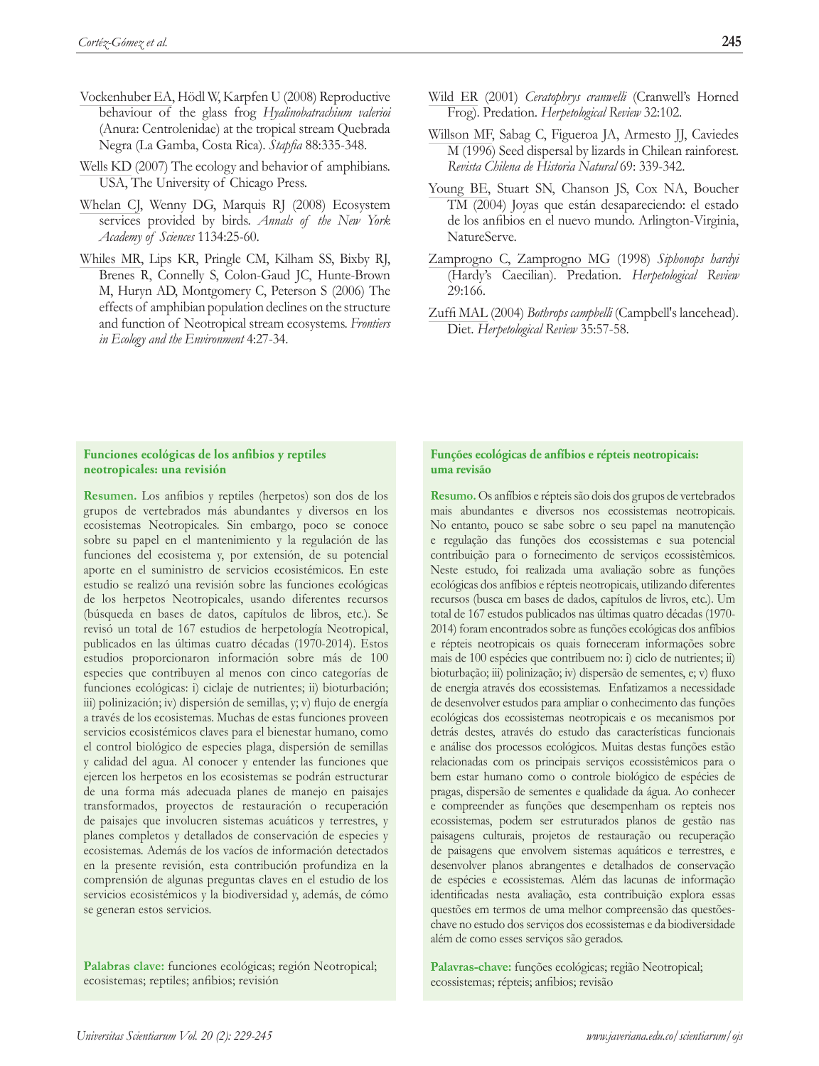Vockenhuber EA, Hödl W, Karpfen U (2008) Reproductive behaviour of the glass frog *Hyalinobatrachium valerioi* (Anura: Centrolenidae) at the tropical stream Quebrada Negra (La Gamba, Costa Rica). *Stapfia* 88:335-348.

Wells KD (2007) The ecology and behavior of amphibians. USA, The University of Chicago Press.

Whelan CJ, Wenny DG, Marquis RJ (2008) Ecosystem services provided by birds. *Annals of the New York Academy of Sciences* 1134:25-60.

Whiles MR, Lips KR, Pringle CM, Kilham SS, Bixby RJ, Brenes R, Connelly S, Colon-Gaud JC, Hunte-Brown M, Huryn AD, Montgomery C, Peterson S (2006) The effects of amphibian population declines on the structure and function of Neotropical stream ecosystems. *Frontiers in Ecology and the Environment* 4:27-34.

Wild ER (2001) *Ceratophrys cranwelli* (Cranwell's Horned Frog). Predation. *Herpetological Review* 32:102.

Willson MF, Sabag C, Figueroa JA, Armesto JJ, Caviedes M (1996) Seed dispersal by lizards in Chilean rainforest. *Revista Chilena de Historia Natural* 69: 339-342.

Young BE, Stuart SN, Chanson JS, Cox NA, Boucher TM (2004) Joyas que están desapareciendo: el estado de los anfibios en el nuevo mundo. Arlington-Virginia, NatureServe.

Zamprogno C, Zamprogno MG (1998) *Siphonops hardyi* (Hardy's Caecilian). Predation. *Herpetological Review* 29:166.

Zuffi MAL (2004) *Bothrops campbelli* (Campbell's lancehead). Diet. *Herpetological Review* 35:57-58.

### Funciones ecológicas de los anfibios y reptiles neotropicales: una revisión

**Resumen.** Los anfibios y reptiles (herpetos) son dos de los grupos de vertebrados más abundantes y diversos en los ecosistemas Neotropicales. Sin embargo, poco se conoce sobre su papel en el mantenimiento y la regulación de las funciones del ecosistema y, por extensión, de su potencial aporte en el suministro de servicios ecosistémicos. En este estudio se realizó una revisión sobre las funciones ecológicas de los herpetos Neotropicales, usando diferentes recursos (búsqueda en bases de datos, capítulos de libros, etc.). Se revisó un total de 167 estudios de herpetología Neotropical, publicados en las últimas cuatro décadas (1970-2014). Estos estudios proporcionaron información sobre más de 100 especies que contribuyen al menos con cinco categorías de funciones ecológicas: i) ciclaje de nutrientes; ii) bioturbación; iii) polinización; iv) dispersión de semillas, y; v) flujo de energía a través de los ecosistemas. Muchas de estas funciones proveen servicios ecosistémicos claves para el bienestar humano, como el control biológico de especies plaga, dispersión de semillas y calidad del agua. Al conocer y entender las funciones que ejercen los herpetos en los ecosistemas se podrán estructurar de una forma más adecuada planes de manejo en paisajes transformados, proyectos de restauración o recuperación de paisajes que involucren sistemas acuáticos y terrestres, y planes completos y detallados de conservación de especies y ecosistemas. Además de los vacíos de información detectados en la presente revisión, esta contribución profundiza en la comprensión de algunas preguntas claves en el estudio de los servicios ecosistémicos y la biodiversidad y, además, de cómo se generan estos servicios.

**Palabras clave:** funciones ecológicas; región Neotropical; ecosistemas; reptiles; anfibios; revisión

### Funções ecológicas de anfíbios e répteis neotropicais: uma revisão

**Resumo.** Os anfíbios e répteis são dois dos grupos de vertebrados mais abundantes e diversos nos ecossistemas neotropicais. No entanto, pouco se sabe sobre o seu papel na manutenção e regulação das funções dos ecossistemas e sua potencial contribuição para o fornecimento de serviços ecossistêmicos. Neste estudo, foi realizada uma avaliação sobre as funções ecológicas dos anfíbios e répteis neotropicais, utilizando diferentes recursos (busca em bases de dados, capítulos de livros, etc.). Um total de 167 estudos publicados nas últimas quatro décadas (1970-2014) foram encontrados sobre as funções ecológicas dos anfíbios e répteis neotropicais os quais forneceram informações sobre mais de 100 espécies que contribuem no: i) ciclo de nutrientes; ii) bioturbação; iii) polinização; iv) dispersão de sementes, e; v) fluxo de energia através dos ecossistemas. Enfatizamos a necessidade de desenvolver estudos para ampliar o conhecimento das funções ecológicas dos ecossistemas neotropicais e os mecanismos por detrás destes, através do estudo das características funcionais e análise dos processos ecológicos. Muitas destas funções estão relacionadas com os principais serviços ecossistêmicos para o bem estar humano como o controle biológico de espécies de pragas, dispersão de sementes e qualidade da água. Ao conhecer e compreender as funções que desempenham os repteis nos ecossistemas, podem ser estruturados planos de gestão nas paisagens culturais, projetos de restauração ou recuperação de paisagens que envolvem sistemas aquáticos e terrestres, e desenvolver planos abrangentes e detalhados de conservação de espécies e ecossistemas. Além das lacunas de informação identificadas nesta avaliação, esta contribuição explora essas questões em termos de uma melhor compreensão das questões-chave no estudo dos serviços dos ecossistemas e da biodiversidade além de como esses serviços são gerados.

**Palavras-chave:** funções ecológicas; região Neotropical; ecossistemas; répteis; anfíbios; revisão